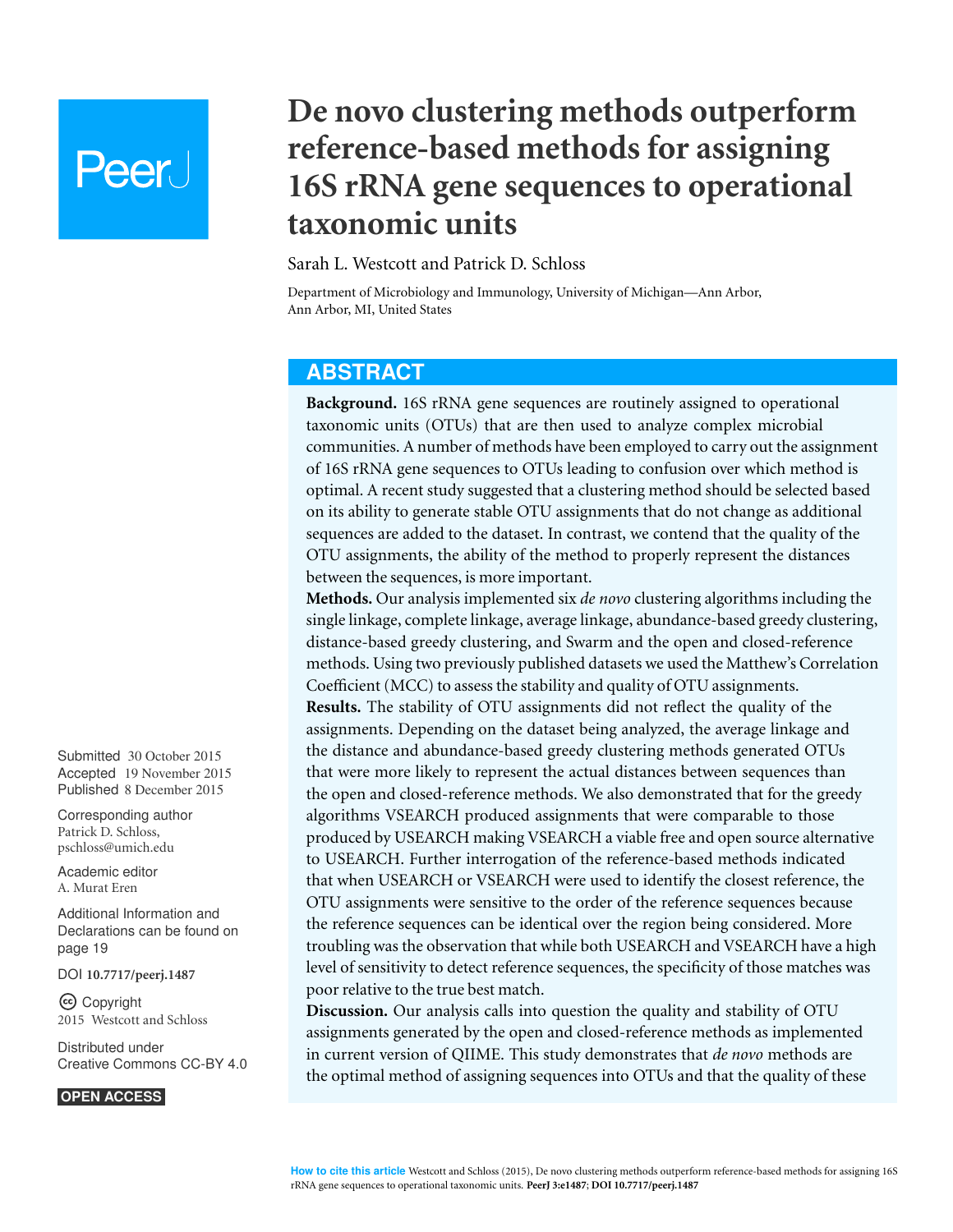# De novo clustering methods outperform reference-based methods for assigning 16S rRNA gene sequences to operational taxonomic units

Sarah L. Westcott and Patrick D. Schloss

Department of Microbiology and Immunology, University of Michigan—Ann Arbor, Ann Arbor, MI, United States

## ABSTRACT

**Background.** 16S rRNA gene sequences are routinely assigned to operational taxonomic units (OTUs) that are then used to analyze complex microbial communities. A number of methods have been employed to carry out the assignment of 16S rRNA gene sequences to OTUs leading to confusion over which method is optimal. A recent study suggested that a clustering method should be selected based on its ability to generate stable OTU assignments that do not change as additional sequences are added to the dataset. In contrast, we contend that the quality of the OTU assignments, the ability of the method to properly represent the distances between the sequences, is more important.

**Methods.** Our analysis implemented six *de novo* clustering algorithms including the single linkage, complete linkage, average linkage, abundance-based greedy clustering, distance-based greedy clustering, and Swarm and the open and closed-reference methods. Using two previously published datasets we used the Matthew's Correlation Coefficient (MCC) to assess the stability and quality of OTU assignments.

**Results.** The stability of OTU assignments did not reflect the quality of the assignments. Depending on the dataset being analyzed, the average linkage and the distance and abundance-based greedy clustering methods generated OTUs that were more likely to represent the actual distances between sequences than the open and closed-reference methods. We also demonstrated that for the greedy algorithms VSEARCH produced assignments that were comparable to those produced by USEARCH making VSEARCH a viable free and open source alternative to USEARCH. Further interrogation of the reference-based methods indicated that when USEARCH or VSEARCH were used to identify the closest reference, the OTU assignments were sensitive to the order of the reference sequences because the reference sequences can be identical over the region being considered. More troubling was the observation that while both USEARCH and VSEARCH have a high level of sensitivity to detect reference sequences, the specificity of those matches was poor relative to the true best match.

**Discussion.** Our analysis calls into question the quality and stability of OTU assignments generated by the open and closed-reference methods as implemented in current version of QIIME. This study demonstrates that *de novo* methods are the optimal method of assigning sequences into OTUs and that the quality of these

Submitted 30 October 2015
Accepted 19 November 2015
Published 8 December 2015

Corresponding author
Patrick D. Schloss, pschloss@umich.edu

Academic editor
A. Murat Eren

Additional Information and Declarations can be found on page 19

DOI **10.7717/peerj.1487**

Copyright
2015 Westcott and Schloss

Distributed under
Creative Commons CC-BY 4.0

**OPEN ACCESS**

**How to cite this article** Westcott and Schloss (2015), De novo clustering methods outperform reference-based methods for assigning 16S rRNA gene sequences to operational taxonomic units. **PeerJ 3:e1487**; **DOI 10.7717/peerj.1487**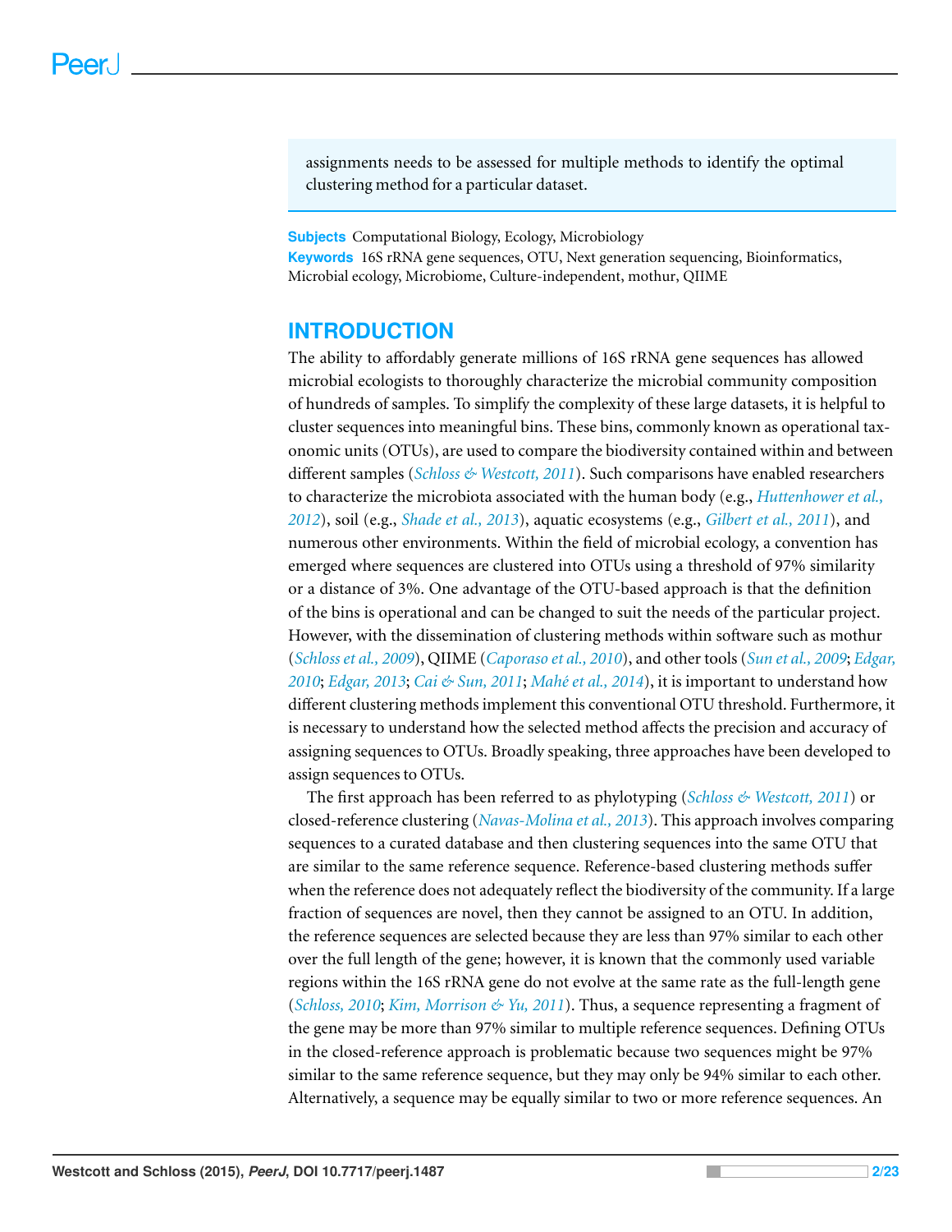assignments needs to be assessed for multiple methods to identify the optimal clustering method for a particular dataset.

**Subjects** Computational Biology, Ecology, Microbiology
**Keywords** 16S rRNA gene sequences, OTU, Next generation sequencing, Bioinformatics, Microbial ecology, Microbiome, Culture-independent, mothur, QIIME

## INTRODUCTION

The ability to affordably generate millions of 16S rRNA gene sequences has allowed microbial ecologists to thoroughly characterize the microbial community composition of hundreds of samples. To simplify the complexity of these large datasets, it is helpful to cluster sequences into meaningful bins. These bins, commonly known as operational taxonomic units (OTUs), are used to compare the biodiversity contained within and between different samples (*Schloss & Westcott, 2011*). Such comparisons have enabled researchers to characterize the microbiota associated with the human body (e.g., *Huttenhower et al., 2012*), soil (e.g., *Shade et al., 2013*), aquatic ecosystems (e.g., *Gilbert et al., 2011*), and numerous other environments. Within the field of microbial ecology, a convention has emerged where sequences are clustered into OTUs using a threshold of 97% similarity or a distance of 3%. One advantage of the OTU-based approach is that the definition of the bins is operational and can be changed to suit the needs of the particular project. However, with the dissemination of clustering methods within software such as mothur (*Schloss et al., 2009*), QIIME (*Caporaso et al., 2010*), and other tools (*Sun et al., 2009*; *Edgar, 2010*; *Edgar, 2013*; *Cai & Sun, 2011*; *Mahé et al., 2014*), it is important to understand how different clustering methods implement this conventional OTU threshold. Furthermore, it is necessary to understand how the selected method affects the precision and accuracy of assigning sequences to OTUs. Broadly speaking, three approaches have been developed to assign sequences to OTUs.

The first approach has been referred to as phylotyping (*Schloss & Westcott, 2011*) or closed-reference clustering (*Navas-Molina et al., 2013*). This approach involves comparing sequences to a curated database and then clustering sequences into the same OTU that are similar to the same reference sequence. Reference-based clustering methods suffer when the reference does not adequately reflect the biodiversity of the community. If a large fraction of sequences are novel, then they cannot be assigned to an OTU. In addition, the reference sequences are selected because they are less than 97% similar to each other over the full length of the gene; however, it is known that the commonly used variable regions within the 16S rRNA gene do not evolve at the same rate as the full-length gene (*Schloss, 2010*; *Kim, Morrison & Yu, 2011*). Thus, a sequence representing a fragment of the gene may be more than 97% similar to multiple reference sequences. Defining OTUs in the closed-reference approach is problematic because two sequences might be 97% similar to the same reference sequence, but they may only be 94% similar to each other. Alternatively, a sequence may be equally similar to two or more reference sequences. An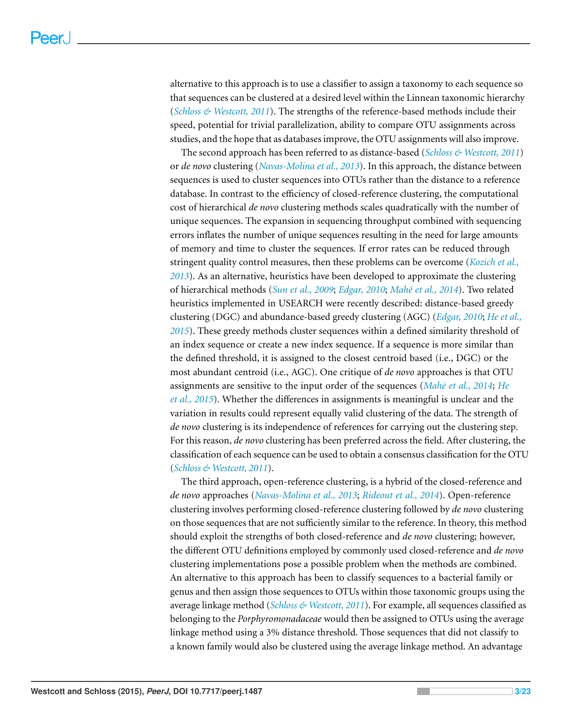alternative to this approach is to use a classifier to assign a taxonomy to each sequence so that sequences can be clustered at a desired level within the Linnean taxonomic hierarchy (*Schloss & Westcott, 2011*). The strengths of the reference-based methods include their speed, potential for trivial parallelization, ability to compare OTU assignments across studies, and the hope that as databases improve, the OTU assignments will also improve.

The second approach has been referred to as distance-based (*Schloss & Westcott, 2011*) or *de novo* clustering (*Navas-Molina et al., 2013*). In this approach, the distance between sequences is used to cluster sequences into OTUs rather than the distance to a reference database. In contrast to the efficiency of closed-reference clustering, the computational cost of hierarchical *de novo* clustering methods scales quadratically with the number of unique sequences. The expansion in sequencing throughput combined with sequencing errors inflates the number of unique sequences resulting in the need for large amounts of memory and time to cluster the sequences. If error rates can be reduced through stringent quality control measures, then these problems can be overcome (*Kozich et al., 2013*). As an alternative, heuristics have been developed to approximate the clustering of hierarchical methods (*Sun et al., 2009*; *Edgar, 2010*; *Mahé et al., 2014*). Two related heuristics implemented in USEARCH were recently described: distance-based greedy clustering (DGC) and abundance-based greedy clustering (AGC) (*Edgar, 2010*; *He et al., 2015*). These greedy methods cluster sequences within a defined similarity threshold of an index sequence or create a new index sequence. If a sequence is more similar than the defined threshold, it is assigned to the closest centroid based (i.e., DGC) or the most abundant centroid (i.e., AGC). One critique of *de novo* approaches is that OTU assignments are sensitive to the input order of the sequences (*Mahé et al., 2014*; *He et al., 2015*). Whether the differences in assignments is meaningful is unclear and the variation in results could represent equally valid clustering of the data. The strength of *de novo* clustering is its independence of references for carrying out the clustering step. For this reason, *de novo* clustering has been preferred across the field. After clustering, the classification of each sequence can be used to obtain a consensus classification for the OTU (*Schloss & Westcott, 2011*).

The third approach, open-reference clustering, is a hybrid of the closed-reference and *de novo* approaches (*Navas-Molina et al., 2013*; *Rideout et al., 2014*). Open-reference clustering involves performing closed-reference clustering followed by *de novo* clustering on those sequences that are not sufficiently similar to the reference. In theory, this method should exploit the strengths of both closed-reference and *de novo* clustering; however, the different OTU definitions employed by commonly used closed-reference and *de novo* clustering implementations pose a possible problem when the methods are combined. An alternative to this approach has been to classify sequences to a bacterial family or genus and then assign those sequences to OTUs within those taxonomic groups using the average linkage method (*Schloss & Westcott, 2011*). For example, all sequences classified as belonging to the *Porphyromonadaceae* would then be assigned to OTUs using the average linkage method using a 3% distance threshold. Those sequences that did not classify to a known family would also be clustered using the average linkage method. An advantage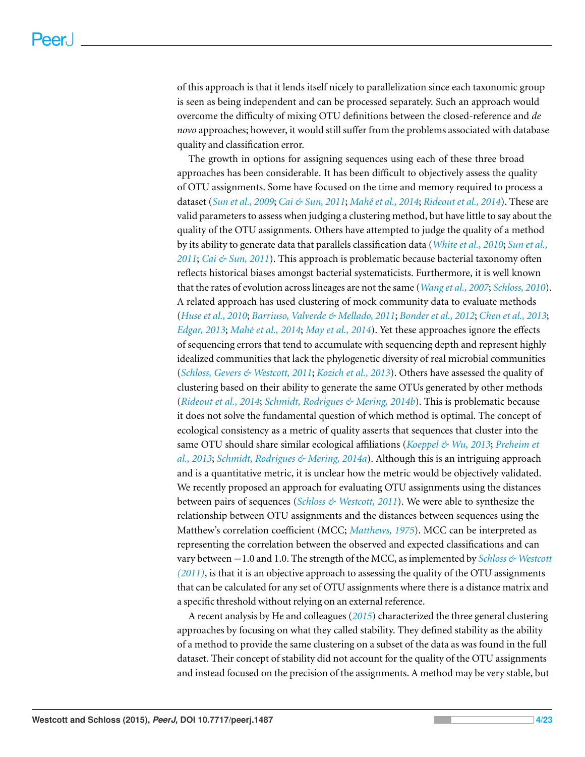of this approach is that it lends itself nicely to parallelization since each taxonomic group is seen as being independent and can be processed separately. Such an approach would overcome the difficulty of mixing OTU definitions between the closed-reference and *de novo* approaches; however, it would still suffer from the problems associated with database quality and classification error.

The growth in options for assigning sequences using each of these three broad approaches has been considerable. It has been difficult to objectively assess the quality of OTU assignments. Some have focused on the time and memory required to process a dataset (Sun et al., 2009; Cai & Sun, 2011; Mahé et al., 2014; Rideout et al., 2014). These are valid parameters to assess when judging a clustering method, but have little to say about the quality of the OTU assignments. Others have attempted to judge the quality of a method by its ability to generate data that parallels classification data (White et al., 2010; Sun et al., 2011; Cai & Sun, 2011). This approach is problematic because bacterial taxonomy often reflects historical biases amongst bacterial systematicists. Furthermore, it is well known that the rates of evolution across lineages are not the same (Wang et al., 2007; Schloss, 2010). A related approach has used clustering of mock community data to evaluate methods (Huse et al., 2010; Barriuso, Valverde & Mellado, 2011; Bonder et al., 2012; Chen et al., 2013; Edgar, 2013; Mahé et al., 2014; May et al., 2014). Yet these approaches ignore the effects of sequencing errors that tend to accumulate with sequencing depth and represent highly idealized communities that lack the phylogenetic diversity of real microbial communities (Schloss, Gevers & Westcott, 2011; Kozich et al., 2013). Others have assessed the quality of clustering based on their ability to generate the same OTUs generated by other methods (Rideout et al., 2014; Schmidt, Rodrigues & Mering, 2014b). This is problematic because it does not solve the fundamental question of which method is optimal. The concept of ecological consistency as a metric of quality asserts that sequences that cluster into the same OTU should share similar ecological affiliations (Koeppel & Wu, 2013; Preheim et al., 2013; Schmidt, Rodrigues & Mering, 2014a). Although this is an intriguing approach and is a quantitative metric, it is unclear how the metric would be objectively validated. We recently proposed an approach for evaluating OTU assignments using the distances between pairs of sequences (Schloss & Westcott, 2011). We were able to synthesize the relationship between OTU assignments and the distances between sequences using the Matthew's correlation coefficient (MCC; Matthews, 1975). MCC can be interpreted as representing the correlation between the observed and expected classifications and can vary between −1.0 and 1.0. The strength of the MCC, as implemented by Schloss & Westcott (2011), is that it is an objective approach to assessing the quality of the OTU assignments that can be calculated for any set of OTU assignments where there is a distance matrix and a specific threshold without relying on an external reference.

A recent analysis by He and colleagues (2015) characterized the three general clustering approaches by focusing on what they called stability. They defined stability as the ability of a method to provide the same clustering on a subset of the data as was found in the full dataset. Their concept of stability did not account for the quality of the OTU assignments and instead focused on the precision of the assignments. A method may be very stable, but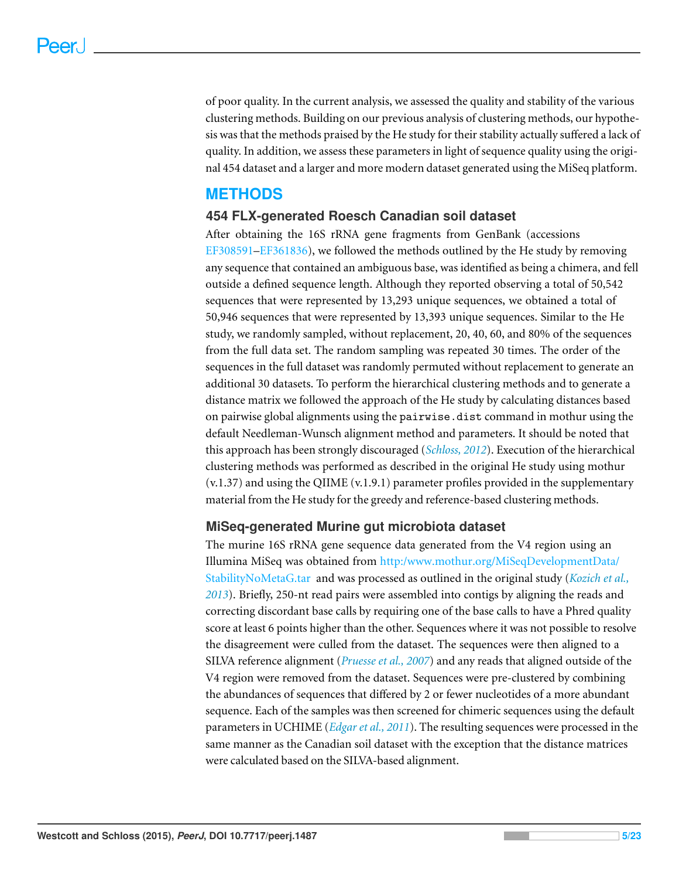of poor quality. In the current analysis, we assessed the quality and stability of the various clustering methods. Building on our previous analysis of clustering methods, our hypothesis was that the methods praised by the He study for their stability actually suffered a lack of quality. In addition, we assess these parameters in light of sequence quality using the original 454 dataset and a larger and more modern dataset generated using the MiSeq platform.

# METHODS

## 454 FLX-generated Roesch Canadian soil dataset

After obtaining the 16S rRNA gene fragments from GenBank (accessions EF308591–EF361836), we followed the methods outlined by the He study by removing any sequence that contained an ambiguous base, was identified as being a chimera, and fell outside a defined sequence length. Although they reported observing a total of 50,542 sequences that were represented by 13,293 unique sequences, we obtained a total of 50,946 sequences that were represented by 13,393 unique sequences. Similar to the He study, we randomly sampled, without replacement, 20, 40, 60, and 80% of the sequences from the full data set. The random sampling was repeated 30 times. The order of the sequences in the full dataset was randomly permuted without replacement to generate an additional 30 datasets. To perform the hierarchical clustering methods and to generate a distance matrix we followed the approach of the He study by calculating distances based on pairwise global alignments using the `pairwise.dist` command in mothur using the default Needleman-Wunsch alignment method and parameters. It should be noted that this approach has been strongly discouraged (*Schloss, 2012*). Execution of the hierarchical clustering methods was performed as described in the original He study using mothur (v.1.37) and using the QIIME (v.1.9.1) parameter profiles provided in the supplementary material from the He study for the greedy and reference-based clustering methods.

## MiSeq-generated Murine gut microbiota dataset

The murine 16S rRNA gene sequence data generated from the V4 region using an Illumina MiSeq was obtained from http:/www.mothur.org/MiSeqDevelopmentData/StabilityNoMetaG.tar and was processed as outlined in the original study (*Kozich et al., 2013*). Briefly, 250-nt read pairs were assembled into contigs by aligning the reads and correcting discordant base calls by requiring one of the base calls to have a Phred quality score at least 6 points higher than the other. Sequences where it was not possible to resolve the disagreement were culled from the dataset. The sequences were then aligned to a SILVA reference alignment (*Pruesse et al., 2007*) and any reads that aligned outside of the V4 region were removed from the dataset. Sequences were pre-clustered by combining the abundances of sequences that differed by 2 or fewer nucleotides of a more abundant sequence. Each of the samples was then screened for chimeric sequences using the default parameters in UCHIME (*Edgar et al., 2011*). The resulting sequences were processed in the same manner as the Canadian soil dataset with the exception that the distance matrices were calculated based on the SILVA-based alignment.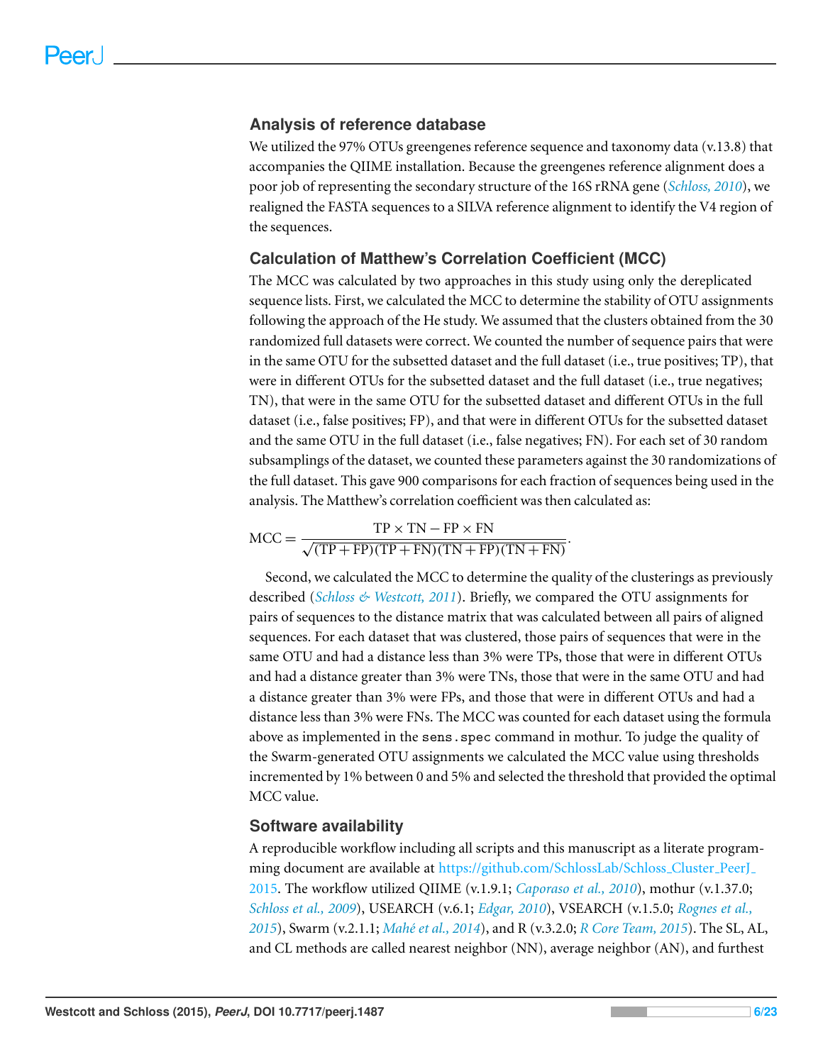## Analysis of reference database

We utilized the 97% OTUs greengenes reference sequence and taxonomy data (v.13.8) that accompanies the QIIME installation. Because the greengenes reference alignment does a poor job of representing the secondary structure of the 16S rRNA gene (*Schloss, 2010*), we realigned the FASTA sequences to a SILVA reference alignment to identify the V4 region of the sequences.

## Calculation of Matthew's Correlation Coefficient (MCC)

The MCC was calculated by two approaches in this study using only the dereplicated sequence lists. First, we calculated the MCC to determine the stability of OTU assignments following the approach of the He study. We assumed that the clusters obtained from the 30 randomized full datasets were correct. We counted the number of sequence pairs that were in the same OTU for the subsetted dataset and the full dataset (i.e., true positives; TP), that were in different OTUs for the subsetted dataset and the full dataset (i.e., true negatives; TN), that were in the same OTU for the subsetted dataset and different OTUs in the full dataset (i.e., false positives; FP), and that were in different OTUs for the subsetted dataset and the same OTU in the full dataset (i.e., false negatives; FN). For each set of 30 random subsamplings of the dataset, we counted these parameters against the 30 randomizations of the full dataset. This gave 900 comparisons for each fraction of sequences being used in the analysis. The Matthew's correlation coefficient was then calculated as:

$$\text{MCC} = \frac{\text{TP} \times \text{TN} - \text{FP} \times \text{FN}}{\sqrt{(\text{TP} + \text{FP})(\text{TP} + \text{FN})(\text{TN} + \text{FP})(\text{TN} + \text{FN})}}.$$

Second, we calculated the MCC to determine the quality of the clusterings as previously described (*Schloss & Westcott, 2011*). Briefly, we compared the OTU assignments for pairs of sequences to the distance matrix that was calculated between all pairs of aligned sequences. For each dataset that was clustered, those pairs of sequences that were in the same OTU and had a distance less than 3% were TPs, those that were in different OTUs and had a distance greater than 3% were TNs, those that were in the same OTU and had a distance greater than 3% were FPs, and those that were in different OTUs and had a distance less than 3% were FNs. The MCC was counted for each dataset using the formula above as implemented in the `sens.spec` command in mothur. To judge the quality of the Swarm-generated OTU assignments we calculated the MCC value using thresholds incremented by 1% between 0 and 5% and selected the threshold that provided the optimal MCC value.

## Software availability

A reproducible workflow including all scripts and this manuscript as a literate programming document are available at https://github.com/SchlossLab/Schloss_Cluster_PeerJ_2015. The workflow utilized QIIME (v.1.9.1; *Caporaso et al., 2010*), mothur (v.1.37.0; *Schloss et al., 2009*), USEARCH (v.6.1; *Edgar, 2010*), VSEARCH (v.1.5.0; *Rognes et al., 2015*), Swarm (v.2.1.1; *Mahé et al., 2014*), and R (v.3.2.0; *R Core Team, 2015*). The SL, AL, and CL methods are called nearest neighbor (NN), average neighbor (AN), and furthest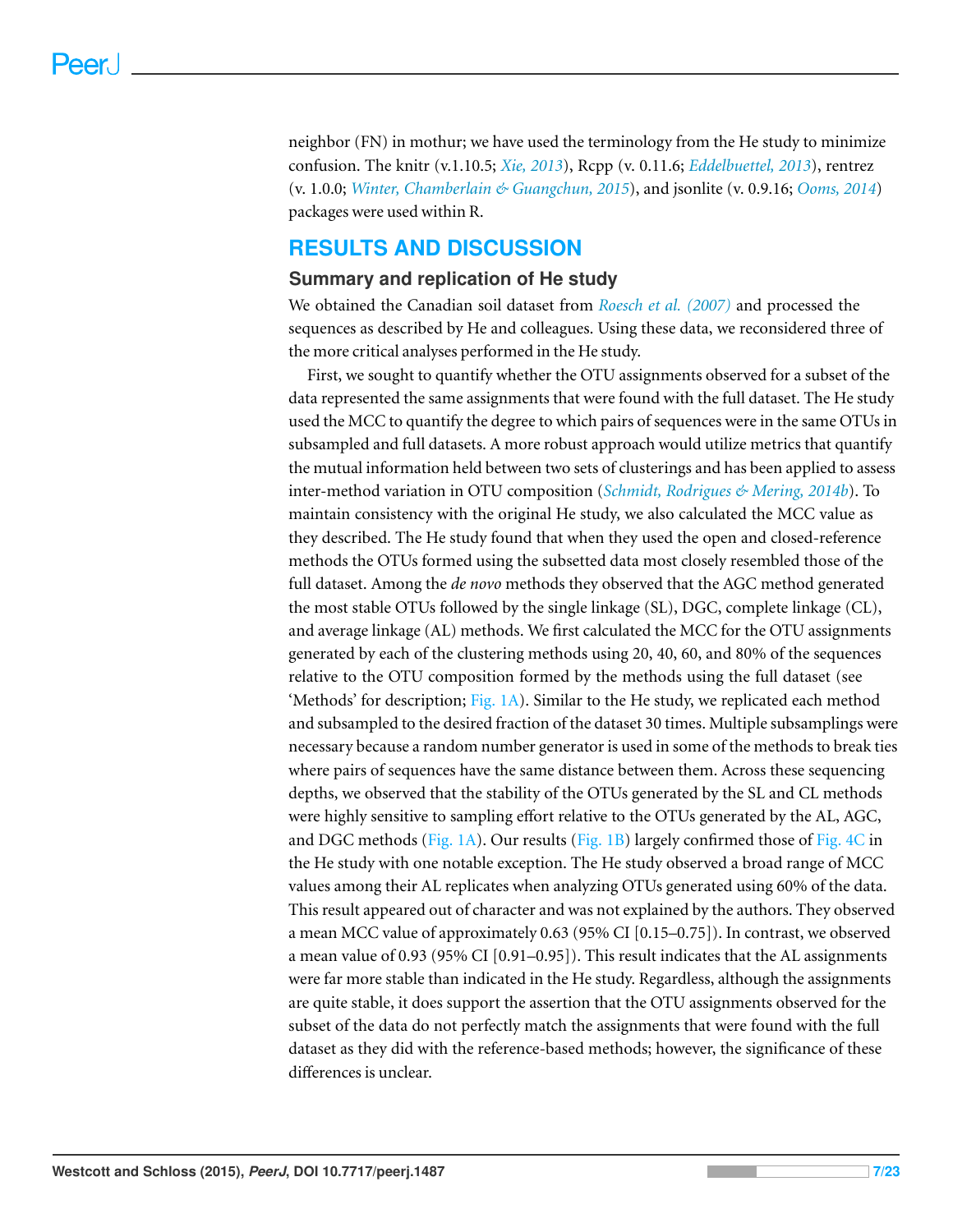neighbor (FN) in mothur; we have used the terminology from the He study to minimize confusion. The knitr (v.1.10.5; *Xie, 2013*), Rcpp (v. 0.11.6; *Eddelbuettel, 2013*), rentrez (v. 1.0.0; *Winter, Chamberlain & Guangchun, 2015*), and jsonlite (v. 0.9.16; *Ooms, 2014*) packages were used within R.

## RESULTS AND DISCUSSION

### Summary and replication of He study

We obtained the Canadian soil dataset from *Roesch et al. (2007)* and processed the sequences as described by He and colleagues. Using these data, we reconsidered three of the more critical analyses performed in the He study.

First, we sought to quantify whether the OTU assignments observed for a subset of the data represented the same assignments that were found with the full dataset. The He study used the MCC to quantify the degree to which pairs of sequences were in the same OTUs in subsampled and full datasets. A more robust approach would utilize metrics that quantify the mutual information held between two sets of clusterings and has been applied to assess inter-method variation in OTU composition (*Schmidt, Rodrigues & Mering, 2014b*). To maintain consistency with the original He study, we also calculated the MCC value as they described. The He study found that when they used the open and closed-reference methods the OTUs formed using the subsetted data most closely resembled those of the full dataset. Among the *de novo* methods they observed that the AGC method generated the most stable OTUs followed by the single linkage (SL), DGC, complete linkage (CL), and average linkage (AL) methods. We first calculated the MCC for the OTU assignments generated by each of the clustering methods using 20, 40, 60, and 80% of the sequences relative to the OTU composition formed by the methods using the full dataset (see 'Methods' for description; Fig. 1A). Similar to the He study, we replicated each method and subsampled to the desired fraction of the dataset 30 times. Multiple subsamplings were necessary because a random number generator is used in some of the methods to break ties where pairs of sequences have the same distance between them. Across these sequencing depths, we observed that the stability of the OTUs generated by the SL and CL methods were highly sensitive to sampling effort relative to the OTUs generated by the AL, AGC, and DGC methods (Fig. 1A). Our results (Fig. 1B) largely confirmed those of Fig. 4C in the He study with one notable exception. The He study observed a broad range of MCC values among their AL replicates when analyzing OTUs generated using 60% of the data. This result appeared out of character and was not explained by the authors. They observed a mean MCC value of approximately 0.63 (95% CI [0.15–0.75]). In contrast, we observed a mean value of 0.93 (95% CI [0.91–0.95]). This result indicates that the AL assignments were far more stable than indicated in the He study. Regardless, although the assignments are quite stable, it does support the assertion that the OTU assignments observed for the subset of the data do not perfectly match the assignments that were found with the full dataset as they did with the reference-based methods; however, the significance of these differences is unclear.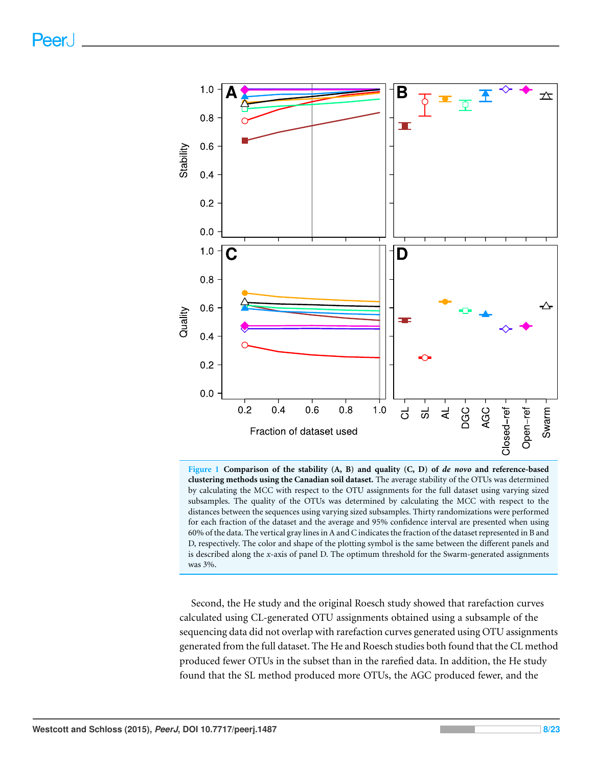A
B
C
D

Stability

Quality

1.0
0.8
0.6
0.4
0.2
0.0

0.2 0.4 0.6 0.8 1.0

Fraction of dataset used

CL SL AL DGC AGC Closed−ref Open−ref Swarm

**Figure 1 Comparison of the stability (A, B) and quality (C, D) of *de novo* and reference-based clustering methods using the Canadian soil dataset.** The average stability of the OTUs was determined by calculating the MCC with respect to the OTU assignments for the full dataset using varying sized subsamples. The quality of the OTUs was determined by calculating the MCC with respect to the distances between the sequences using varying sized subsamples. Thirty randomizations were performed for each fraction of the dataset and the average and 95% confidence interval are presented when using 60% of the data. The vertical gray lines in A and C indicates the fraction of the dataset represented in B and D, respectively. The color and shape of the plotting symbol is the same between the different panels and is described along the *x*-axis of panel D. The optimum threshold for the Swarm-generated assignments was 3%.

Second, the He study and the original Roesch study showed that rarefaction curves calculated using CL-generated OTU assignments obtained using a subsample of the sequencing data did not overlap with rarefaction curves generated using OTU assignments generated from the full dataset. The He and Roesch studies both found that the CL method produced fewer OTUs in the subset than in the rarefied data. In addition, the He study found that the SL method produced more OTUs, the AGC produced fewer, and the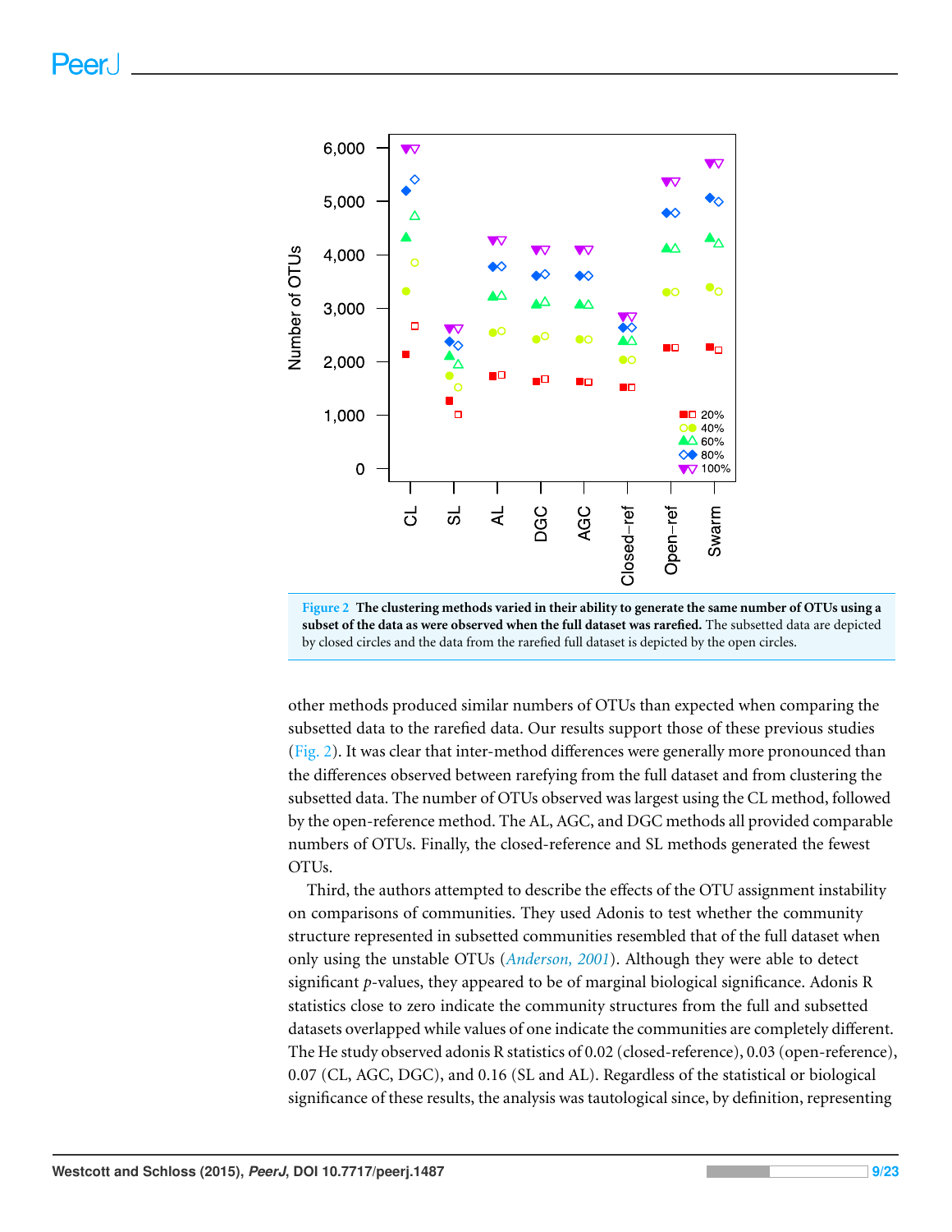**Figure 2 The clustering methods varied in their ability to generate the same number of OTUs using a subset of the data as were observed when the full dataset was rarefied.** The subsetted data are depicted by closed circles and the data from the rarefied full dataset is depicted by the open circles.

other methods produced similar numbers of OTUs than expected when comparing the subsetted data to the rarefied data. Our results support those of these previous studies (Fig. 2). It was clear that inter-method differences were generally more pronounced than the differences observed between rarefying from the full dataset and from clustering the subsetted data. The number of OTUs observed was largest using the CL method, followed by the open-reference method. The AL, AGC, and DGC methods all provided comparable numbers of OTUs. Finally, the closed-reference and SL methods generated the fewest OTUs.

Third, the authors attempted to describe the effects of the OTU assignment instability on comparisons of communities. They used Adonis to test whether the community structure represented in subsetted communities resembled that of the full dataset when only using the unstable OTUs (*Anderson, 2001*). Although they were able to detect significant *p*-values, they appeared to be of marginal biological significance. Adonis R statistics close to zero indicate the community structures from the full and subsetted datasets overlapped while values of one indicate the communities are completely different. The He study observed adonis R statistics of 0.02 (closed-reference), 0.03 (open-reference), 0.07 (CL, AGC, DGC), and 0.16 (SL and AL). Regardless of the statistical or biological significance of these results, the analysis was tautological since, by definition, representing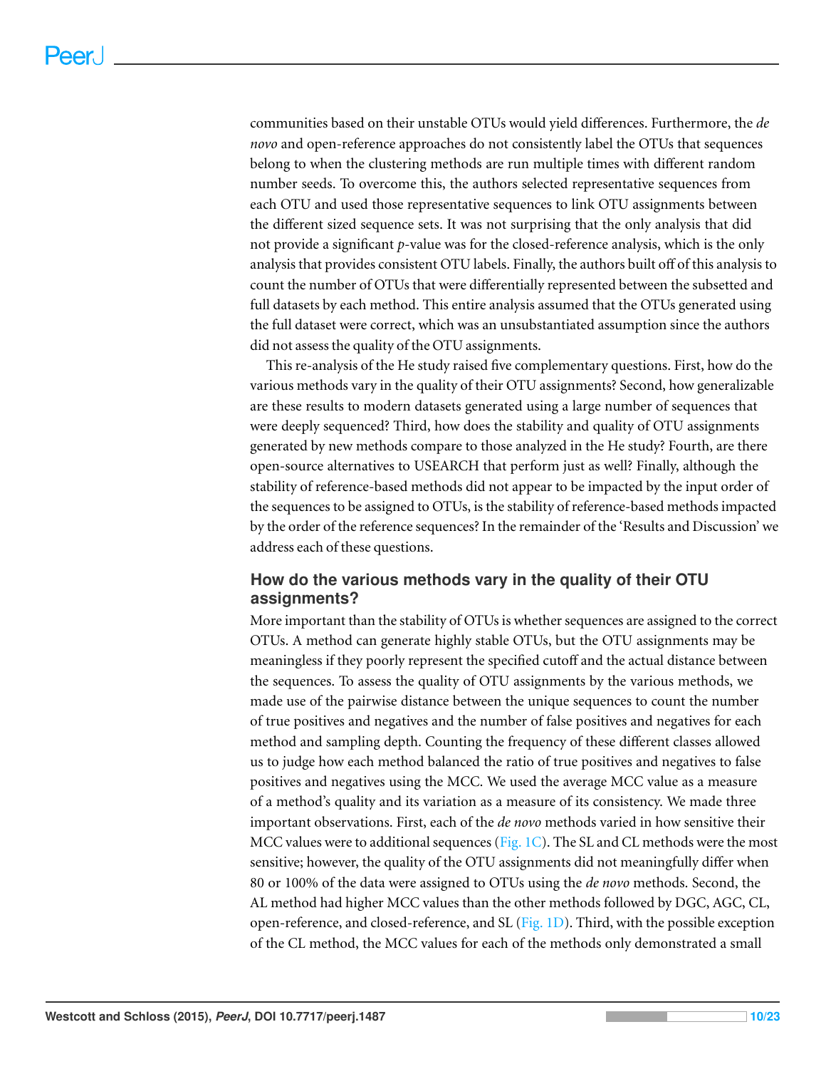communities based on their unstable OTUs would yield differences. Furthermore, the *de novo* and open-reference approaches do not consistently label the OTUs that sequences belong to when the clustering methods are run multiple times with different random number seeds. To overcome this, the authors selected representative sequences from each OTU and used those representative sequences to link OTU assignments between the different sized sequence sets. It was not surprising that the only analysis that did not provide a significant $p$-value was for the closed-reference analysis, which is the only analysis that provides consistent OTU labels. Finally, the authors built off of this analysis to count the number of OTUs that were differentially represented between the subsetted and full datasets by each method. This entire analysis assumed that the OTUs generated using the full dataset were correct, which was an unsubstantiated assumption since the authors did not assess the quality of the OTU assignments.

This re-analysis of the He study raised five complementary questions. First, how do the various methods vary in the quality of their OTU assignments? Second, how generalizable are these results to modern datasets generated using a large number of sequences that were deeply sequenced? Third, how does the stability and quality of OTU assignments generated by new methods compare to those analyzed in the He study? Fourth, are there open-source alternatives to USEARCH that perform just as well? Finally, although the stability of reference-based methods did not appear to be impacted by the input order of the sequences to be assigned to OTUs, is the stability of reference-based methods impacted by the order of the reference sequences? In the remainder of the 'Results and Discussion' we address each of these questions.

## How do the various methods vary in the quality of their OTU assignments?

More important than the stability of OTUs is whether sequences are assigned to the correct OTUs. A method can generate highly stable OTUs, but the OTU assignments may be meaningless if they poorly represent the specified cutoff and the actual distance between the sequences. To assess the quality of OTU assignments by the various methods, we made use of the pairwise distance between the unique sequences to count the number of true positives and negatives and the number of false positives and negatives for each method and sampling depth. Counting the frequency of these different classes allowed us to judge how each method balanced the ratio of true positives and negatives to false positives and negatives using the MCC. We used the average MCC value as a measure of a method's quality and its variation as a measure of its consistency. We made three important observations. First, each of the *de novo* methods varied in how sensitive their MCC values were to additional sequences (Fig. 1C). The SL and CL methods were the most sensitive; however, the quality of the OTU assignments did not meaningfully differ when 80 or 100% of the data were assigned to OTUs using the *de novo* methods. Second, the AL method had higher MCC values than the other methods followed by DGC, AGC, CL, open-reference, and closed-reference, and SL (Fig. 1D). Third, with the possible exception of the CL method, the MCC values for each of the methods only demonstrated a small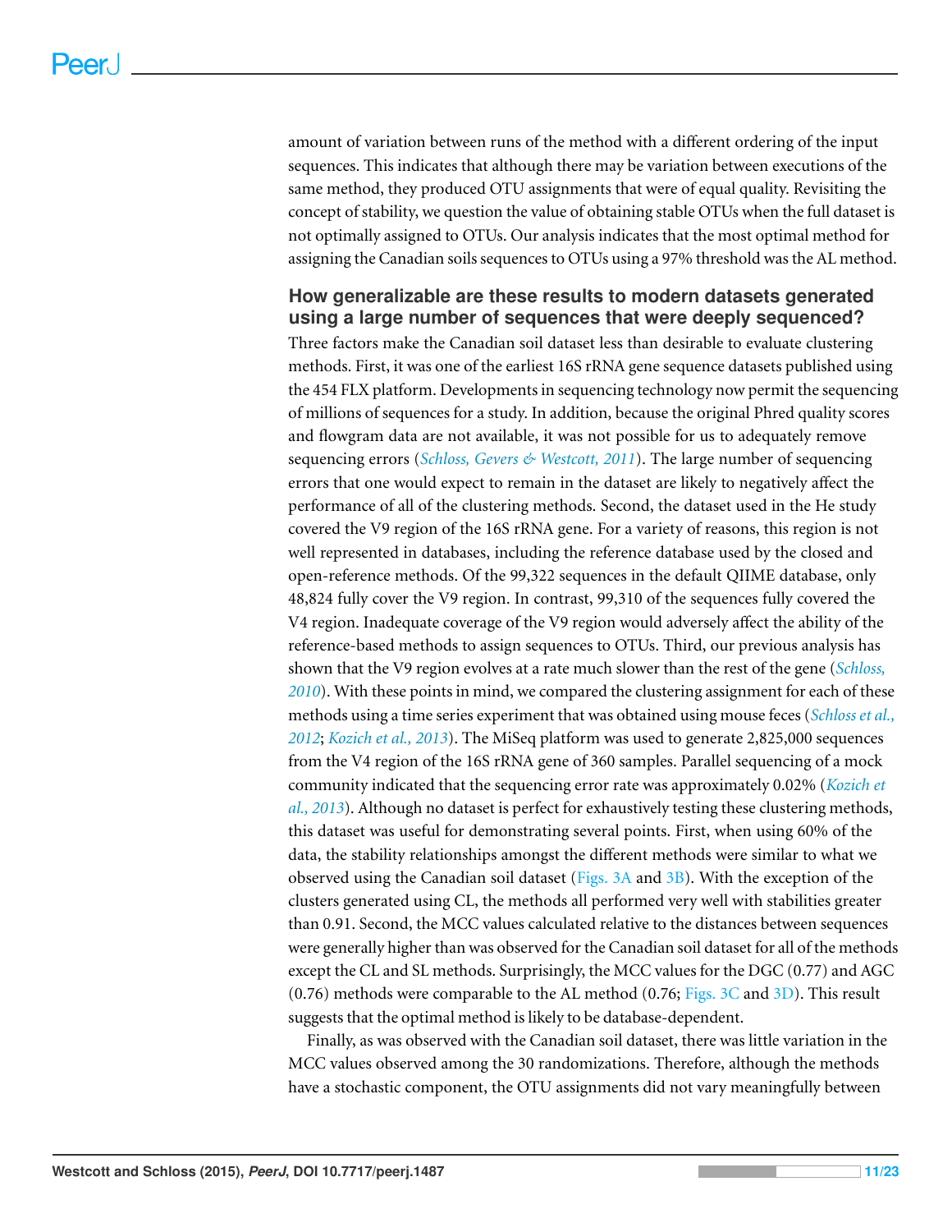amount of variation between runs of the method with a different ordering of the input sequences. This indicates that although there may be variation between executions of the same method, they produced OTU assignments that were of equal quality. Revisiting the concept of stability, we question the value of obtaining stable OTUs when the full dataset is not optimally assigned to OTUs. Our analysis indicates that the most optimal method for assigning the Canadian soils sequences to OTUs using a 97% threshold was the AL method.

## How generalizable are these results to modern datasets generated using a large number of sequences that were deeply sequenced?

Three factors make the Canadian soil dataset less than desirable to evaluate clustering methods. First, it was one of the earliest 16S rRNA gene sequence datasets published using the 454 FLX platform. Developments in sequencing technology now permit the sequencing of millions of sequences for a study. In addition, because the original Phred quality scores and flowgram data are not available, it was not possible for us to adequately remove sequencing errors (*Schloss, Gevers & Westcott, 2011*). The large number of sequencing errors that one would expect to remain in the dataset are likely to negatively affect the performance of all of the clustering methods. Second, the dataset used in the He study covered the V9 region of the 16S rRNA gene. For a variety of reasons, this region is not well represented in databases, including the reference database used by the closed and open-reference methods. Of the 99,322 sequences in the default QIIME database, only 48,824 fully cover the V9 region. In contrast, 99,310 of the sequences fully covered the V4 region. Inadequate coverage of the V9 region would adversely affect the ability of the reference-based methods to assign sequences to OTUs. Third, our previous analysis has shown that the V9 region evolves at a rate much slower than the rest of the gene (*Schloss, 2010*). With these points in mind, we compared the clustering assignment for each of these methods using a time series experiment that was obtained using mouse feces (*Schloss et al., 2012*; *Kozich et al., 2013*). The MiSeq platform was used to generate 2,825,000 sequences from the V4 region of the 16S rRNA gene of 360 samples. Parallel sequencing of a mock community indicated that the sequencing error rate was approximately 0.02% (*Kozich et al., 2013*). Although no dataset is perfect for exhaustively testing these clustering methods, this dataset was useful for demonstrating several points. First, when using 60% of the data, the stability relationships amongst the different methods were similar to what we observed using the Canadian soil dataset (Figs. 3A and 3B). With the exception of the clusters generated using CL, the methods all performed very well with stabilities greater than 0.91. Second, the MCC values calculated relative to the distances between sequences were generally higher than was observed for the Canadian soil dataset for all of the methods except the CL and SL methods. Surprisingly, the MCC values for the DGC (0.77) and AGC (0.76) methods were comparable to the AL method (0.76; Figs. 3C and 3D). This result suggests that the optimal method is likely to be database-dependent.

Finally, as was observed with the Canadian soil dataset, there was little variation in the MCC values observed among the 30 randomizations. Therefore, although the methods have a stochastic component, the OTU assignments did not vary meaningfully between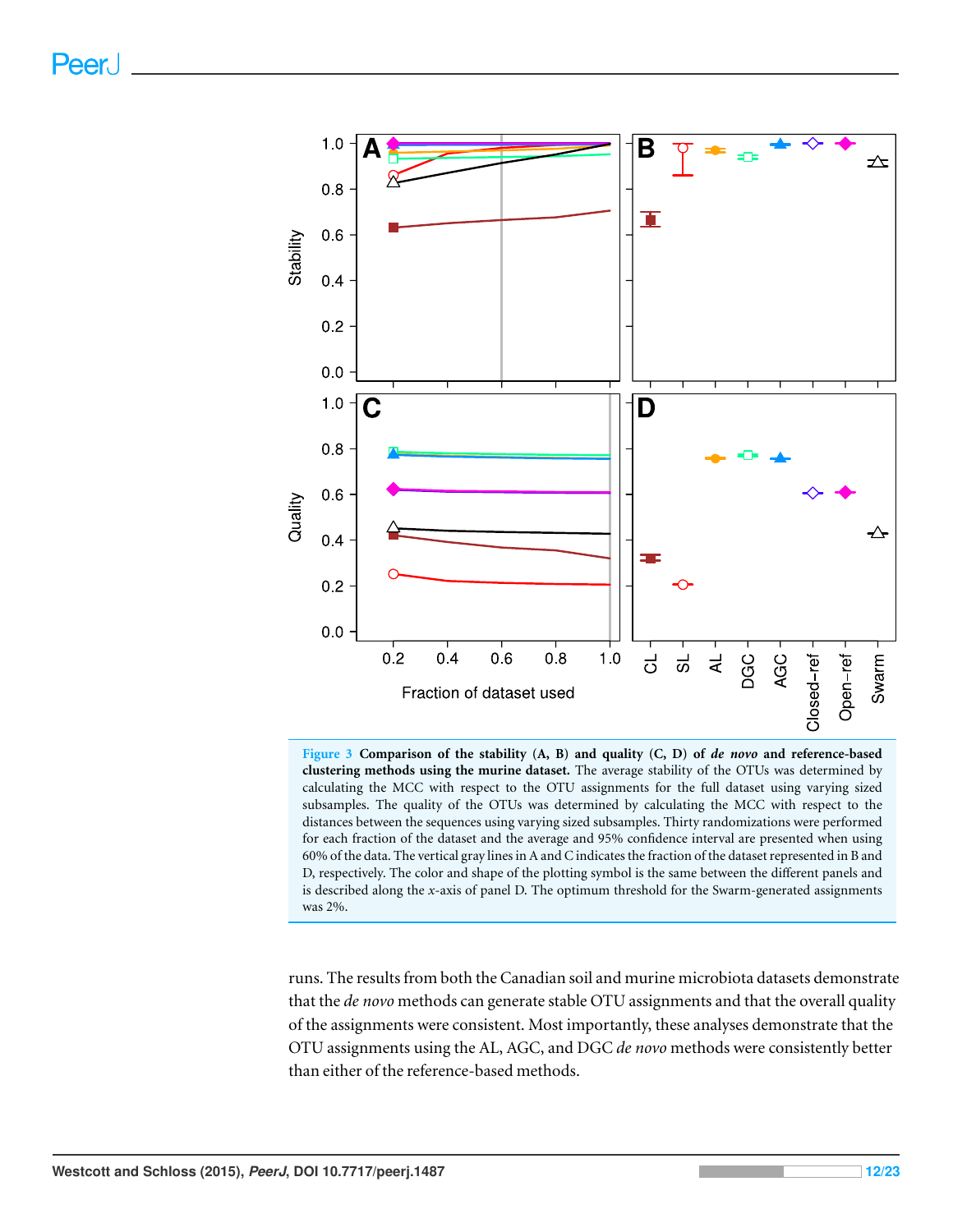A

B

C

D

1.0

0.8

0.6

0.4

0.2

0.0

Stability

Quality

0.2 0.4 0.6 0.8 1.0

Fraction of dataset used

CL SL AL DGC AGC Closed−ref Open−ref Swarm

**Figure 3 Comparison of the stability (A, B) and quality (C, D) of *de novo* and reference-based clustering methods using the murine dataset.** The average stability of the OTUs was determined by calculating the MCC with respect to the OTU assignments for the full dataset using varying sized subsamples. The quality of the OTUs was determined by calculating the MCC with respect to the distances between the sequences using varying sized subsamples. Thirty randomizations were performed for each fraction of the dataset and the average and 95% confidence interval are presented when using 60% of the data. The vertical gray lines in A and C indicates the fraction of the dataset represented in B and D, respectively. The color and shape of the plotting symbol is the same between the different panels and is described along the *x*-axis of panel D. The optimum threshold for the Swarm-generated assignments was 2%.

runs. The results from both the Canadian soil and murine microbiota datasets demonstrate that the *de novo* methods can generate stable OTU assignments and that the overall quality of the assignments were consistent. Most importantly, these analyses demonstrate that the OTU assignments using the AL, AGC, and DGC *de novo* methods were consistently better than either of the reference-based methods.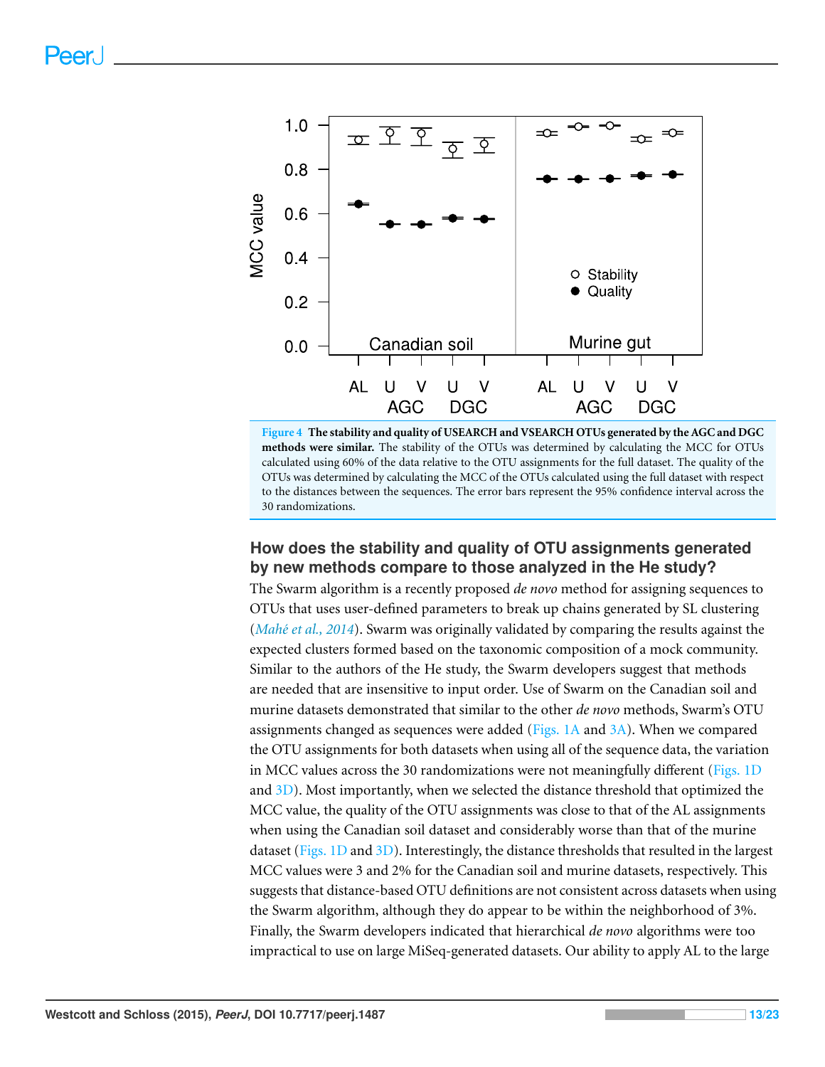**Figure 4 The stability and quality of USEARCH and VSEARCH OTUs generated by the AGC and DGC methods were similar.** The stability of the OTUs was determined by calculating the MCC for OTUs calculated using 60% of the data relative to the OTU assignments for the full dataset. The quality of the OTUs was determined by calculating the MCC of the OTUs calculated using the full dataset with respect to the distances between the sequences. The error bars represent the 95% confidence interval across the 30 randomizations.

### How does the stability and quality of OTU assignments generated by new methods compare to those analyzed in the He study?

The Swarm algorithm is a recently proposed *de novo* method for assigning sequences to OTUs that uses user-defined parameters to break up chains generated by SL clustering (*Mahé et al., 2014*). Swarm was originally validated by comparing the results against the expected clusters formed based on the taxonomic composition of a mock community. Similar to the authors of the He study, the Swarm developers suggest that methods are needed that are insensitive to input order. Use of Swarm on the Canadian soil and murine datasets demonstrated that similar to the other *de novo* methods, Swarm's OTU assignments changed as sequences were added (Figs. 1A and 3A). When we compared the OTU assignments for both datasets when using all of the sequence data, the variation in MCC values across the 30 randomizations were not meaningfully different (Figs. 1D and 3D). Most importantly, when we selected the distance threshold that optimized the MCC value, the quality of the OTU assignments was close to that of the AL assignments when using the Canadian soil dataset and considerably worse than that of the murine dataset (Figs. 1D and 3D). Interestingly, the distance thresholds that resulted in the largest MCC values were 3 and 2% for the Canadian soil and murine datasets, respectively. This suggests that distance-based OTU definitions are not consistent across datasets when using the Swarm algorithm, although they do appear to be within the neighborhood of 3%. Finally, the Swarm developers indicated that hierarchical *de novo* algorithms were too impractical to use on large MiSeq-generated datasets. Our ability to apply AL to the large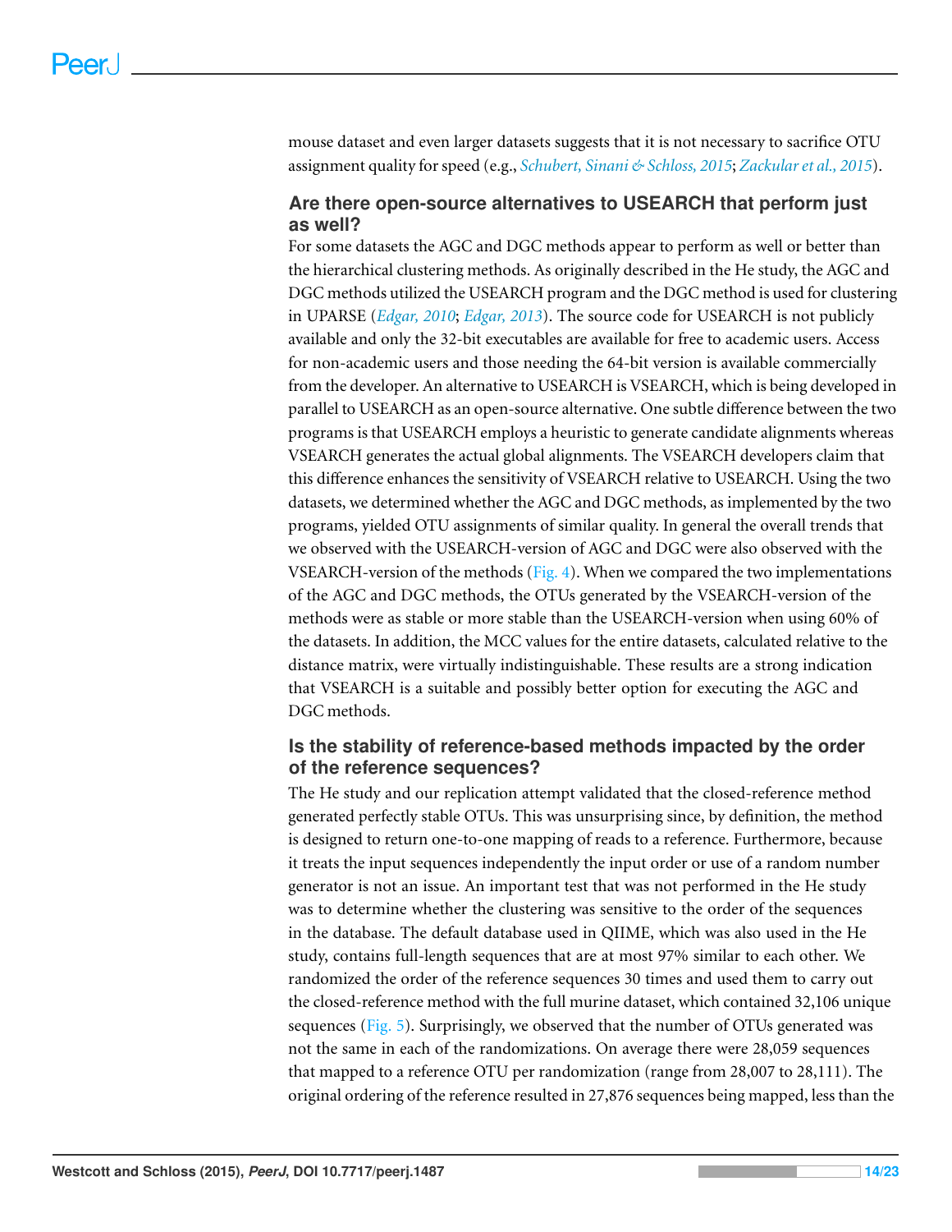mouse dataset and even larger datasets suggests that it is not necessary to sacrifice OTU assignment quality for speed (e.g., *Schubert, Sinani & Schloss, 2015*; *Zackular et al., 2015*).

### Are there open-source alternatives to USEARCH that perform just as well?

For some datasets the AGC and DGC methods appear to perform as well or better than the hierarchical clustering methods. As originally described in the He study, the AGC and DGC methods utilized the USEARCH program and the DGC method is used for clustering in UPARSE (*Edgar, 2010*; *Edgar, 2013*). The source code for USEARCH is not publicly available and only the 32-bit executables are available for free to academic users. Access for non-academic users and those needing the 64-bit version is available commercially from the developer. An alternative to USEARCH is VSEARCH, which is being developed in parallel to USEARCH as an open-source alternative. One subtle difference between the two programs is that USEARCH employs a heuristic to generate candidate alignments whereas VSEARCH generates the actual global alignments. The VSEARCH developers claim that this difference enhances the sensitivity of VSEARCH relative to USEARCH. Using the two datasets, we determined whether the AGC and DGC methods, as implemented by the two programs, yielded OTU assignments of similar quality. In general the overall trends that we observed with the USEARCH-version of AGC and DGC were also observed with the VSEARCH-version of the methods (Fig. 4). When we compared the two implementations of the AGC and DGC methods, the OTUs generated by the VSEARCH-version of the methods were as stable or more stable than the USEARCH-version when using 60% of the datasets. In addition, the MCC values for the entire datasets, calculated relative to the distance matrix, were virtually indistinguishable. These results are a strong indication that VSEARCH is a suitable and possibly better option for executing the AGC and DGC methods.

### Is the stability of reference-based methods impacted by the order of the reference sequences?

The He study and our replication attempt validated that the closed-reference method generated perfectly stable OTUs. This was unsurprising since, by definition, the method is designed to return one-to-one mapping of reads to a reference. Furthermore, because it treats the input sequences independently the input order or use of a random number generator is not an issue. An important test that was not performed in the He study was to determine whether the clustering was sensitive to the order of the sequences in the database. The default database used in QIIME, which was also used in the He study, contains full-length sequences that are at most 97% similar to each other. We randomized the order of the reference sequences 30 times and used them to carry out the closed-reference method with the full murine dataset, which contained 32,106 unique sequences (Fig. 5). Surprisingly, we observed that the number of OTUs generated was not the same in each of the randomizations. On average there were 28,059 sequences that mapped to a reference OTU per randomization (range from 28,007 to 28,111). The original ordering of the reference resulted in 27,876 sequences being mapped, less than the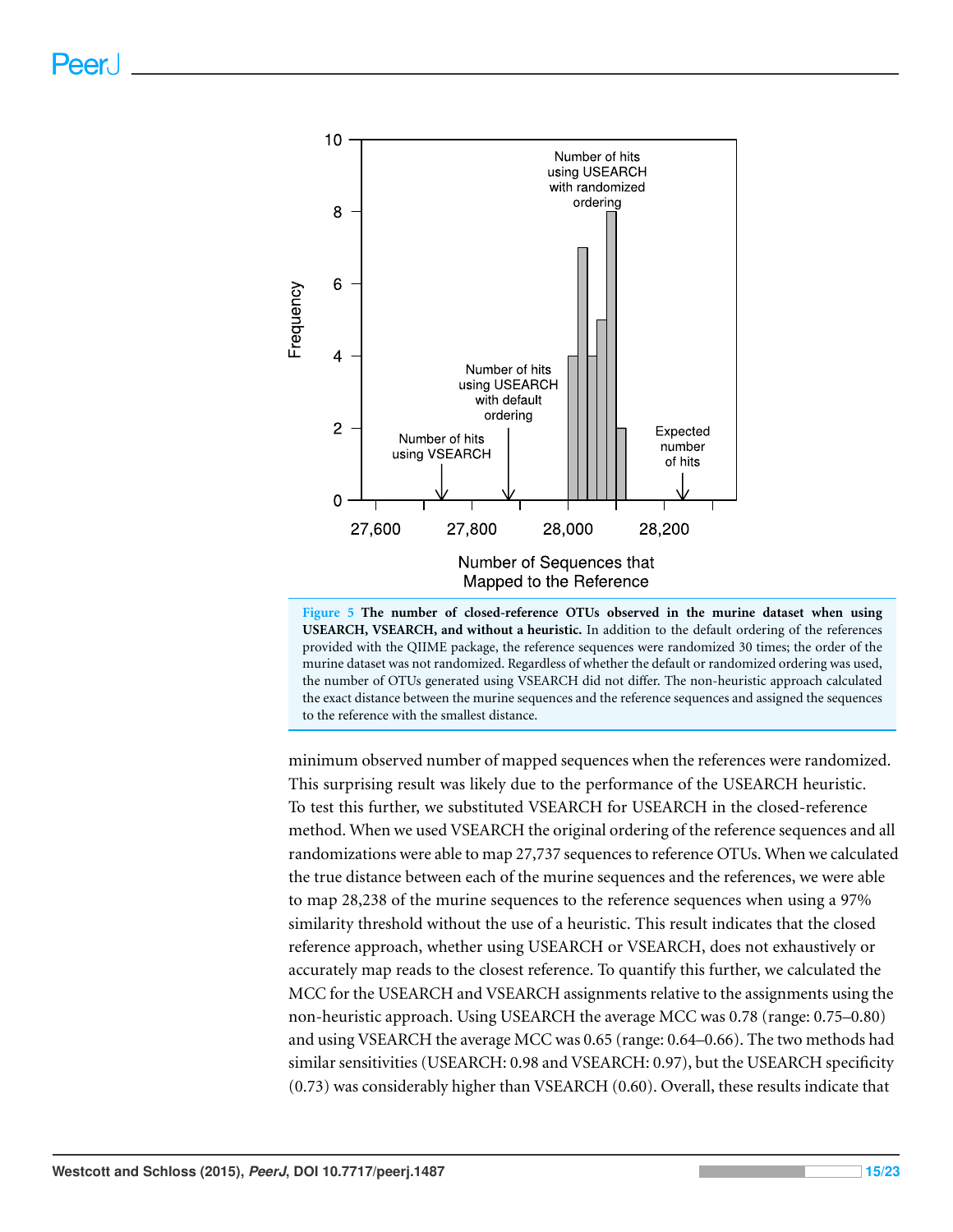10
8
6
4
2
0

Frequency

27,600
27,800
28,000
28,200

Number of Sequences that Mapped to the Reference

Number of hits using USEARCH with randomized ordering

Number of hits using USEARCH with default ordering

Number of hits using VSEARCH

Expected number of hits

**Figure 5 The number of closed-reference OTUs observed in the murine dataset when using USEARCH, VSEARCH, and without a heuristic.** In addition to the default ordering of the references provided with the QIIME package, the reference sequences were randomized 30 times; the order of the murine dataset was not randomized. Regardless of whether the default or randomized ordering was used, the number of OTUs generated using VSEARCH did not differ. The non-heuristic approach calculated the exact distance between the murine sequences and the reference sequences and assigned the sequences to the reference with the smallest distance.

minimum observed number of mapped sequences when the references were randomized. This surprising result was likely due to the performance of the USEARCH heuristic. To test this further, we substituted VSEARCH for USEARCH in the closed-reference method. When we used VSEARCH the original ordering of the reference sequences and all randomizations were able to map 27,737 sequences to reference OTUs. When we calculated the true distance between each of the murine sequences and the references, we were able to map 28,238 of the murine sequences to the reference sequences when using a 97% similarity threshold without the use of a heuristic. This result indicates that the closed reference approach, whether using USEARCH or VSEARCH, does not exhaustively or accurately map reads to the closest reference. To quantify this further, we calculated the MCC for the USEARCH and VSEARCH assignments relative to the assignments using the non-heuristic approach. Using USEARCH the average MCC was 0.78 (range: 0.75–0.80) and using VSEARCH the average MCC was 0.65 (range: 0.64–0.66). The two methods had similar sensitivities (USEARCH: 0.98 and VSEARCH: 0.97), but the USEARCH specificity (0.73) was considerably higher than VSEARCH (0.60). Overall, these results indicate that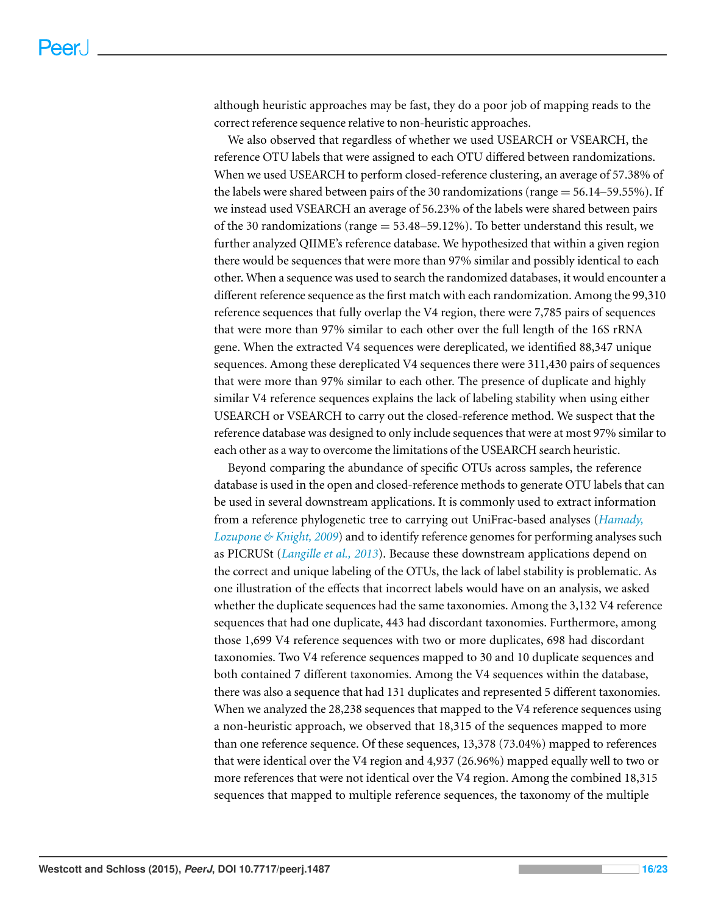although heuristic approaches may be fast, they do a poor job of mapping reads to the correct reference sequence relative to non-heuristic approaches.

We also observed that regardless of whether we used USEARCH or VSEARCH, the reference OTU labels that were assigned to each OTU differed between randomizations. When we used USEARCH to perform closed-reference clustering, an average of 57.38% of the labels were shared between pairs of the 30 randomizations (range = 56.14–59.55%). If we instead used VSEARCH an average of 56.23% of the labels were shared between pairs of the 30 randomizations (range = 53.48–59.12%). To better understand this result, we further analyzed QIIME's reference database. We hypothesized that within a given region there would be sequences that were more than 97% similar and possibly identical to each other. When a sequence was used to search the randomized databases, it would encounter a different reference sequence as the first match with each randomization. Among the 99,310 reference sequences that fully overlap the V4 region, there were 7,785 pairs of sequences that were more than 97% similar to each other over the full length of the 16S rRNA gene. When the extracted V4 sequences were dereplicated, we identified 88,347 unique sequences. Among these dereplicated V4 sequences there were 311,430 pairs of sequences that were more than 97% similar to each other. The presence of duplicate and highly similar V4 reference sequences explains the lack of labeling stability when using either USEARCH or VSEARCH to carry out the closed-reference method. We suspect that the reference database was designed to only include sequences that were at most 97% similar to each other as a way to overcome the limitations of the USEARCH search heuristic.

Beyond comparing the abundance of specific OTUs across samples, the reference database is used in the open and closed-reference methods to generate OTU labels that can be used in several downstream applications. It is commonly used to extract information from a reference phylogenetic tree to carrying out UniFrac-based analyses (*Hamady, Lozupone & Knight, 2009*) and to identify reference genomes for performing analyses such as PICRUSt (*Langille et al., 2013*). Because these downstream applications depend on the correct and unique labeling of the OTUs, the lack of label stability is problematic. As one illustration of the effects that incorrect labels would have on an analysis, we asked whether the duplicate sequences had the same taxonomies. Among the 3,132 V4 reference sequences that had one duplicate, 443 had discordant taxonomies. Furthermore, among those 1,699 V4 reference sequences with two or more duplicates, 698 had discordant taxonomies. Two V4 reference sequences mapped to 30 and 10 duplicate sequences and both contained 7 different taxonomies. Among the V4 sequences within the database, there was also a sequence that had 131 duplicates and represented 5 different taxonomies. When we analyzed the 28,238 sequences that mapped to the V4 reference sequences using a non-heuristic approach, we observed that 18,315 of the sequences mapped to more than one reference sequence. Of these sequences, 13,378 (73.04%) mapped to references that were identical over the V4 region and 4,937 (26.96%) mapped equally well to two or more references that were not identical over the V4 region. Among the combined 18,315 sequences that mapped to multiple reference sequences, the taxonomy of the multiple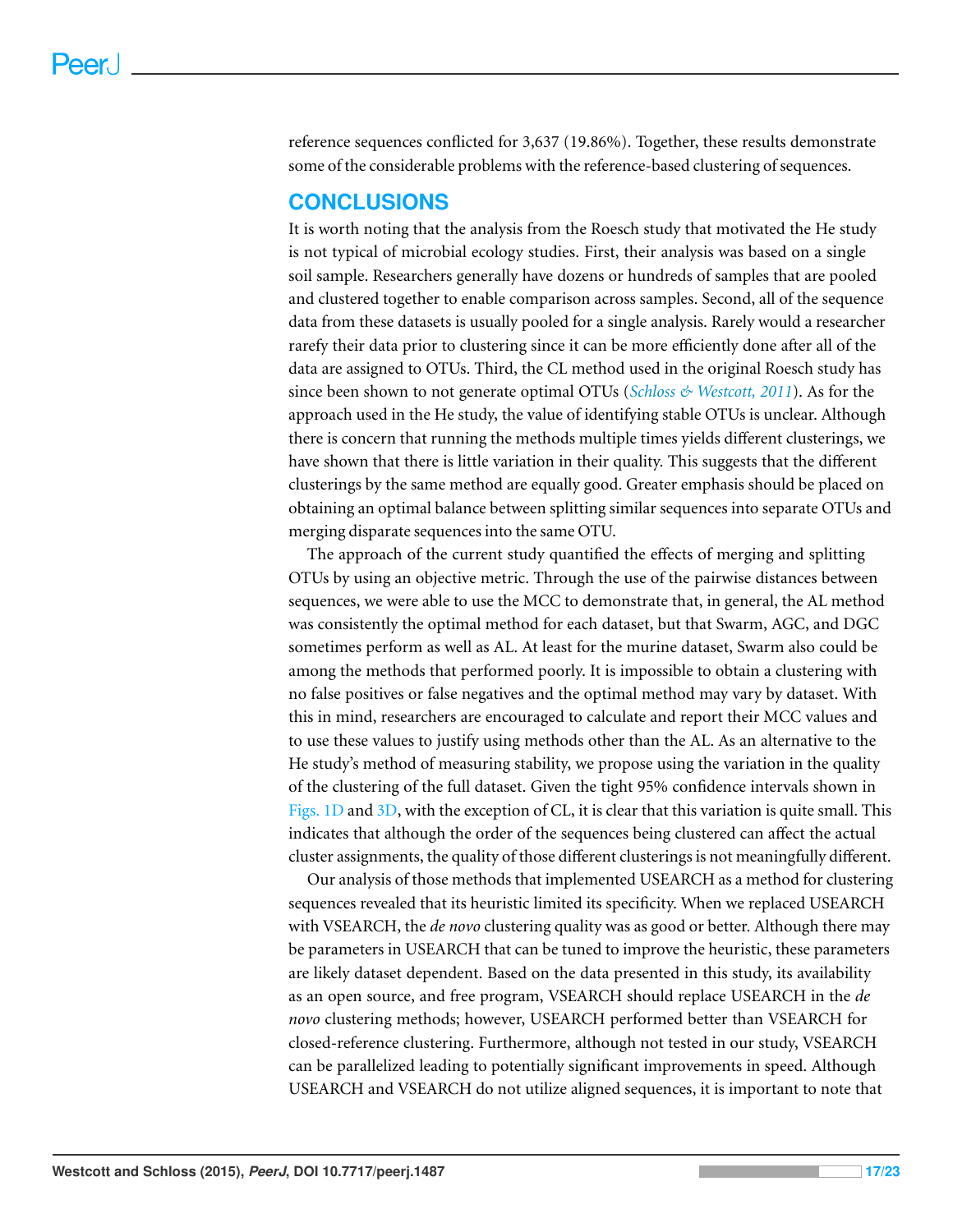reference sequences conflicted for 3,637 (19.86%). Together, these results demonstrate some of the considerable problems with the reference-based clustering of sequences.

## CONCLUSIONS

It is worth noting that the analysis from the Roesch study that motivated the He study is not typical of microbial ecology studies. First, their analysis was based on a single soil sample. Researchers generally have dozens or hundreds of samples that are pooled and clustered together to enable comparison across samples. Second, all of the sequence data from these datasets is usually pooled for a single analysis. Rarely would a researcher rarefy their data prior to clustering since it can be more efficiently done after all of the data are assigned to OTUs. Third, the CL method used in the original Roesch study has since been shown to not generate optimal OTUs (*Schloss & Westcott, 2011*). As for the approach used in the He study, the value of identifying stable OTUs is unclear. Although there is concern that running the methods multiple times yields different clusterings, we have shown that there is little variation in their quality. This suggests that the different clusterings by the same method are equally good. Greater emphasis should be placed on obtaining an optimal balance between splitting similar sequences into separate OTUs and merging disparate sequences into the same OTU.

The approach of the current study quantified the effects of merging and splitting OTUs by using an objective metric. Through the use of the pairwise distances between sequences, we were able to use the MCC to demonstrate that, in general, the AL method was consistently the optimal method for each dataset, but that Swarm, AGC, and DGC sometimes perform as well as AL. At least for the murine dataset, Swarm also could be among the methods that performed poorly. It is impossible to obtain a clustering with no false positives or false negatives and the optimal method may vary by dataset. With this in mind, researchers are encouraged to calculate and report their MCC values and to use these values to justify using methods other than the AL. As an alternative to the He study's method of measuring stability, we propose using the variation in the quality of the clustering of the full dataset. Given the tight 95% confidence intervals shown in Figs. 1D and 3D, with the exception of CL, it is clear that this variation is quite small. This indicates that although the order of the sequences being clustered can affect the actual cluster assignments, the quality of those different clusterings is not meaningfully different.

Our analysis of those methods that implemented USEARCH as a method for clustering sequences revealed that its heuristic limited its specificity. When we replaced USEARCH with VSEARCH, the *de novo* clustering quality was as good or better. Although there may be parameters in USEARCH that can be tuned to improve the heuristic, these parameters are likely dataset dependent. Based on the data presented in this study, its availability as an open source, and free program, VSEARCH should replace USEARCH in the *de novo* clustering methods; however, USEARCH performed better than VSEARCH for closed-reference clustering. Furthermore, although not tested in our study, VSEARCH can be parallelized leading to potentially significant improvements in speed. Although USEARCH and VSEARCH do not utilize aligned sequences, it is important to note that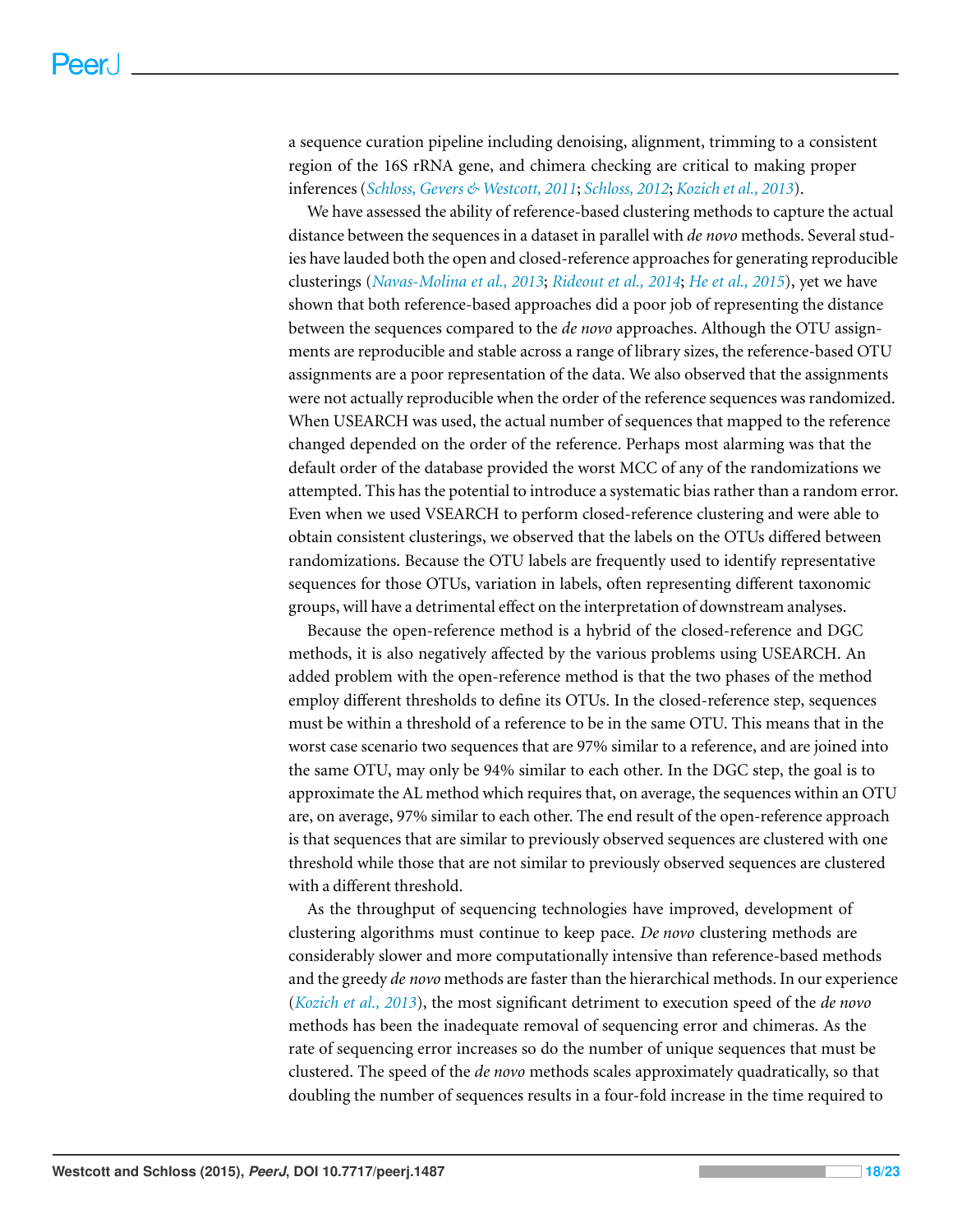a sequence curation pipeline including denoising, alignment, trimming to a consistent region of the 16S rRNA gene, and chimera checking are critical to making proper inferences (*Schloss, Gevers & Westcott, 2011*; *Schloss, 2012*; *Kozich et al., 2013*).

We have assessed the ability of reference-based clustering methods to capture the actual distance between the sequences in a dataset in parallel with *de novo* methods. Several studies have lauded both the open and closed-reference approaches for generating reproducible clusterings (*Navas-Molina et al., 2013*; *Rideout et al., 2014*; *He et al., 2015*), yet we have shown that both reference-based approaches did a poor job of representing the distance between the sequences compared to the *de novo* approaches. Although the OTU assignments are reproducible and stable across a range of library sizes, the reference-based OTU assignments are a poor representation of the data. We also observed that the assignments were not actually reproducible when the order of the reference sequences was randomized. When USEARCH was used, the actual number of sequences that mapped to the reference changed depended on the order of the reference. Perhaps most alarming was that the default order of the database provided the worst MCC of any of the randomizations we attempted. This has the potential to introduce a systematic bias rather than a random error. Even when we used VSEARCH to perform closed-reference clustering and were able to obtain consistent clusterings, we observed that the labels on the OTUs differed between randomizations. Because the OTU labels are frequently used to identify representative sequences for those OTUs, variation in labels, often representing different taxonomic groups, will have a detrimental effect on the interpretation of downstream analyses.

Because the open-reference method is a hybrid of the closed-reference and DGC methods, it is also negatively affected by the various problems using USEARCH. An added problem with the open-reference method is that the two phases of the method employ different thresholds to define its OTUs. In the closed-reference step, sequences must be within a threshold of a reference to be in the same OTU. This means that in the worst case scenario two sequences that are 97% similar to a reference, and are joined into the same OTU, may only be 94% similar to each other. In the DGC step, the goal is to approximate the AL method which requires that, on average, the sequences within an OTU are, on average, 97% similar to each other. The end result of the open-reference approach is that sequences that are similar to previously observed sequences are clustered with one threshold while those that are not similar to previously observed sequences are clustered with a different threshold.

As the throughput of sequencing technologies have improved, development of clustering algorithms must continue to keep pace. *De novo* clustering methods are considerably slower and more computationally intensive than reference-based methods and the greedy *de novo* methods are faster than the hierarchical methods. In our experience (*Kozich et al., 2013*), the most significant detriment to execution speed of the *de novo* methods has been the inadequate removal of sequencing error and chimeras. As the rate of sequencing error increases so do the number of unique sequences that must be clustered. The speed of the *de novo* methods scales approximately quadratically, so that doubling the number of sequences results in a four-fold increase in the time required to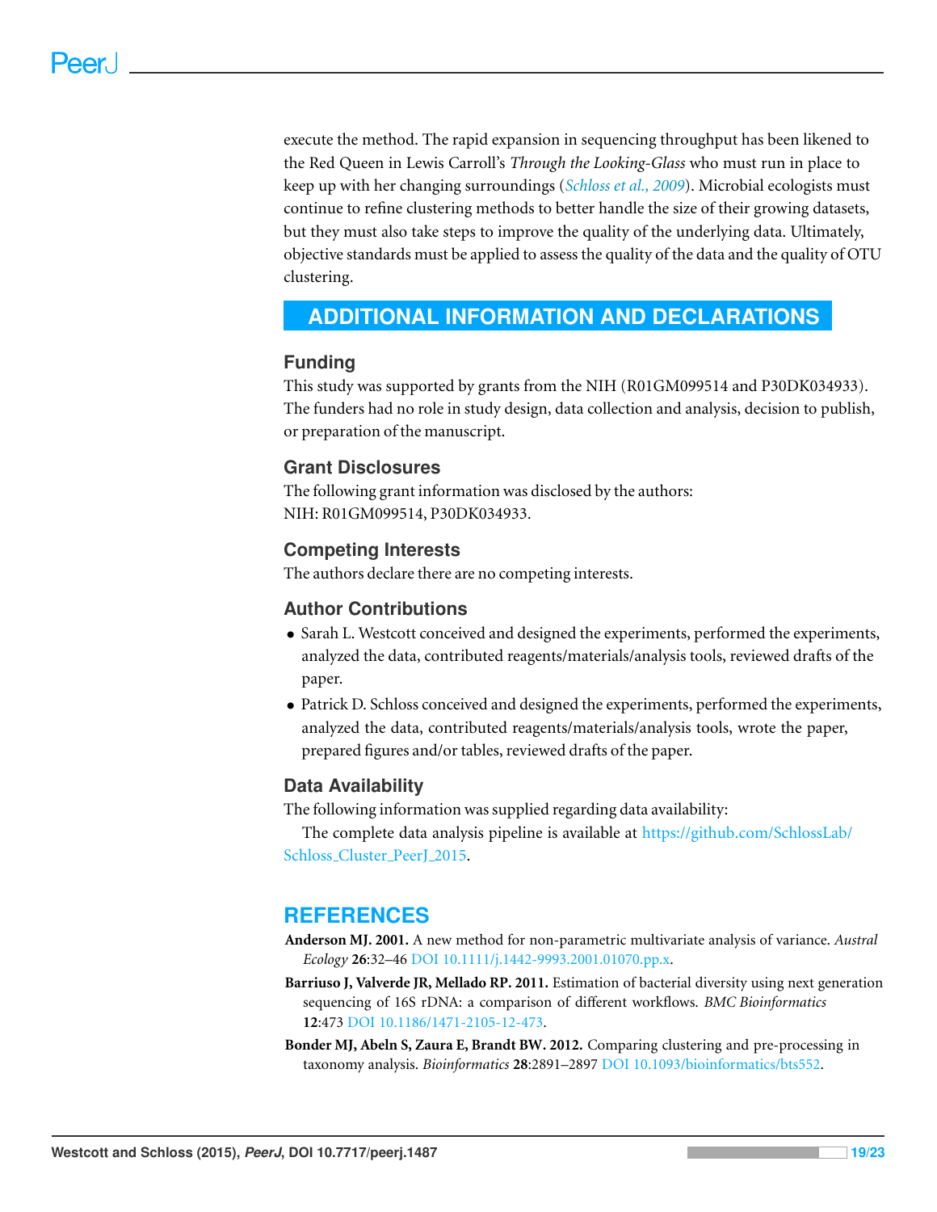execute the method. The rapid expansion in sequencing throughput has been likened to the Red Queen in Lewis Carroll's *Through the Looking-Glass* who must run in place to keep up with her changing surroundings (*Schloss et al., 2009*). Microbial ecologists must continue to refine clustering methods to better handle the size of their growing datasets, but they must also take steps to improve the quality of the underlying data. Ultimately, objective standards must be applied to assess the quality of the data and the quality of OTU clustering.

# ADDITIONAL INFORMATION AND DECLARATIONS

## Funding

This study was supported by grants from the NIH (R01GM099514 and P30DK034933). The funders had no role in study design, data collection and analysis, decision to publish, or preparation of the manuscript.

## Grant Disclosures

The following grant information was disclosed by the authors:
NIH: R01GM099514, P30DK034933.

## Competing Interests

The authors declare there are no competing interests.

## Author Contributions

- Sarah L. Westcott conceived and designed the experiments, performed the experiments, analyzed the data, contributed reagents/materials/analysis tools, reviewed drafts of the paper.
- Patrick D. Schloss conceived and designed the experiments, performed the experiments, analyzed the data, contributed reagents/materials/analysis tools, wrote the paper, prepared figures and/or tables, reviewed drafts of the paper.

## Data Availability

The following information was supplied regarding data availability:

The complete data analysis pipeline is available at https://github.com/SchlossLab/Schloss_Cluster_PeerJ_2015.

# REFERENCES

**Anderson MJ. 2001.** A new method for non-parametric multivariate analysis of variance. *Austral Ecology* **26**:32–46 DOI 10.1111/j.1442-9993.2001.01070.pp.x.

**Barriuso J, Valverde JR, Mellado RP. 2011.** Estimation of bacterial diversity using next generation sequencing of 16S rDNA: a comparison of different workflows. *BMC Bioinformatics* **12**:473 DOI 10.1186/1471-2105-12-473.

**Bonder MJ, Abeln S, Zaura E, Brandt BW. 2012.** Comparing clustering and pre-processing in taxonomy analysis. *Bioinformatics* **28**:2891–2897 DOI 10.1093/bioinformatics/bts552.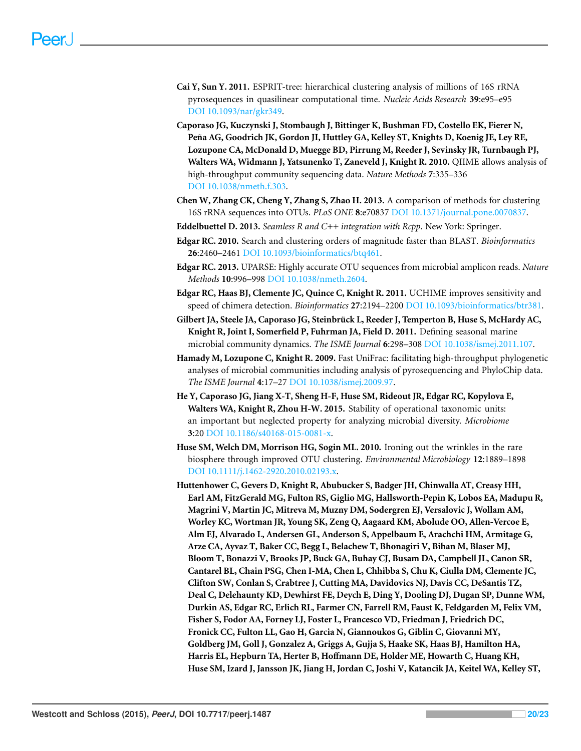**Cai Y, Sun Y. 2011.** ESPRIT-tree: hierarchical clustering analysis of millions of 16S rRNA pyrosequences in quasilinear computational time. *Nucleic Acids Research* **39**:e95–e95 DOI 10.1093/nar/gkr349.

**Caporaso JG, Kuczynski J, Stombaugh J, Bittinger K, Bushman FD, Costello EK, Fierer N, Peña AG, Goodrich JK, Gordon JI, Huttley GA, Kelley ST, Knights D, Koenig JE, Ley RE, Lozupone CA, McDonald D, Muegge BD, Pirrung M, Reeder J, Sevinsky JR, Turnbaugh PJ, Walters WA, Widmann J, Yatsunenko T, Zaneveld J, Knight R. 2010.** QIIME allows analysis of high-throughput community sequencing data. *Nature Methods* **7**:335–336 DOI 10.1038/nmeth.f.303.

**Chen W, Zhang CK, Cheng Y, Zhang S, Zhao H. 2013.** A comparison of methods for clustering 16S rRNA sequences into OTUs. *PLoS ONE* **8**:e70837 DOI 10.1371/journal.pone.0070837.

**Eddelbuettel D. 2013.** *Seamless R and C++ integration with Rcpp*. New York: Springer.

**Edgar RC. 2010.** Search and clustering orders of magnitude faster than BLAST. *Bioinformatics* **26**:2460–2461 DOI 10.1093/bioinformatics/btq461.

**Edgar RC. 2013.** UPARSE: Highly accurate OTU sequences from microbial amplicon reads. *Nature Methods* **10**:996–998 DOI 10.1038/nmeth.2604.

**Edgar RC, Haas BJ, Clemente JC, Quince C, Knight R. 2011.** UCHIME improves sensitivity and speed of chimera detection. *Bioinformatics* **27**:2194–2200 DOI 10.1093/bioinformatics/btr381.

**Gilbert JA, Steele JA, Caporaso JG, Steinbrück L, Reeder J, Temperton B, Huse S, McHardy AC, Knight R, Joint I, Somerfield P, Fuhrman JA, Field D. 2011.** Defining seasonal marine microbial community dynamics. *The ISME Journal* **6**:298–308 DOI 10.1038/ismej.2011.107.

**Hamady M, Lozupone C, Knight R. 2009.** Fast UniFrac: facilitating high-throughput phylogenetic analyses of microbial communities including analysis of pyrosequencing and PhyloChip data. *The ISME Journal* **4**:17–27 DOI 10.1038/ismej.2009.97.

**He Y, Caporaso JG, Jiang X-T, Sheng H-F, Huse SM, Rideout JR, Edgar RC, Kopylova E, Walters WA, Knight R, Zhou H-W. 2015.** Stability of operational taxonomic units: an important but neglected property for analyzing microbial diversity. *Microbiome* **3**:20 DOI 10.1186/s40168-015-0081-x.

**Huse SM, Welch DM, Morrison HG, Sogin ML. 2010.** Ironing out the wrinkles in the rare biosphere through improved OTU clustering. *Environmental Microbiology* **12**:1889–1898 DOI 10.1111/j.1462-2920.2010.02193.x.

**Huttenhower C, Gevers D, Knight R, Abubucker S, Badger JH, Chinwalla AT, Creasy HH, Earl AM, FitzGerald MG, Fulton RS, Giglio MG, Hallsworth-Pepin K, Lobos EA, Madupu R, Magrini V, Martin JC, Mitreva M, Muzny DM, Sodergren EJ, Versalovic J, Wollam AM, Worley KC, Wortman JR, Young SK, Zeng Q, Aagaard KM, Abolude OO, Allen-Vercoe E, Alm EJ, Alvarado L, Andersen GL, Anderson S, Appelbaum E, Arachchi HM, Armitage G, Arze CA, Ayvaz T, Baker CC, Begg L, Belachew T, Bhonagiri V, Bihan M, Blaser MJ, Bloom T, Bonazzi V, Brooks JP, Buck GA, Buhay CJ, Busam DA, Campbell JL, Canon SR, Cantarel BL, Chain PSG, Chen I-MA, Chen L, Chhibba S, Chu K, Ciulla DM, Clemente JC, Clifton SW, Conlan S, Crabtree J, Cutting MA, Davidovics NJ, Davis CC, DeSantis TZ, Deal C, Delehaunty KD, Dewhirst FE, Deych E, Ding Y, Dooling DJ, Dugan SP, Dunne WM, Durkin AS, Edgar RC, Erlich RL, Farmer CN, Farrell RM, Faust K, Feldgarden M, Felix VM, Fisher S, Fodor AA, Forney LJ, Foster L, Francesco VD, Friedman J, Friedrich DC, Fronick CC, Fulton LL, Gao H, Garcia N, Giannoukos G, Giblin C, Giovanni MY, Goldberg JM, Goll J, Gonzalez A, Griggs A, Gujja S, Haake SK, Haas BJ, Hamilton HA, Harris EL, Hepburn TA, Herter B, Hoffmann DE, Holder ME, Howarth C, Huang KH, Huse SM, Izard J, Jansson JK, Jiang H, Jordan C, Joshi V, Katancik JA, Keitel WA, Kelley ST,**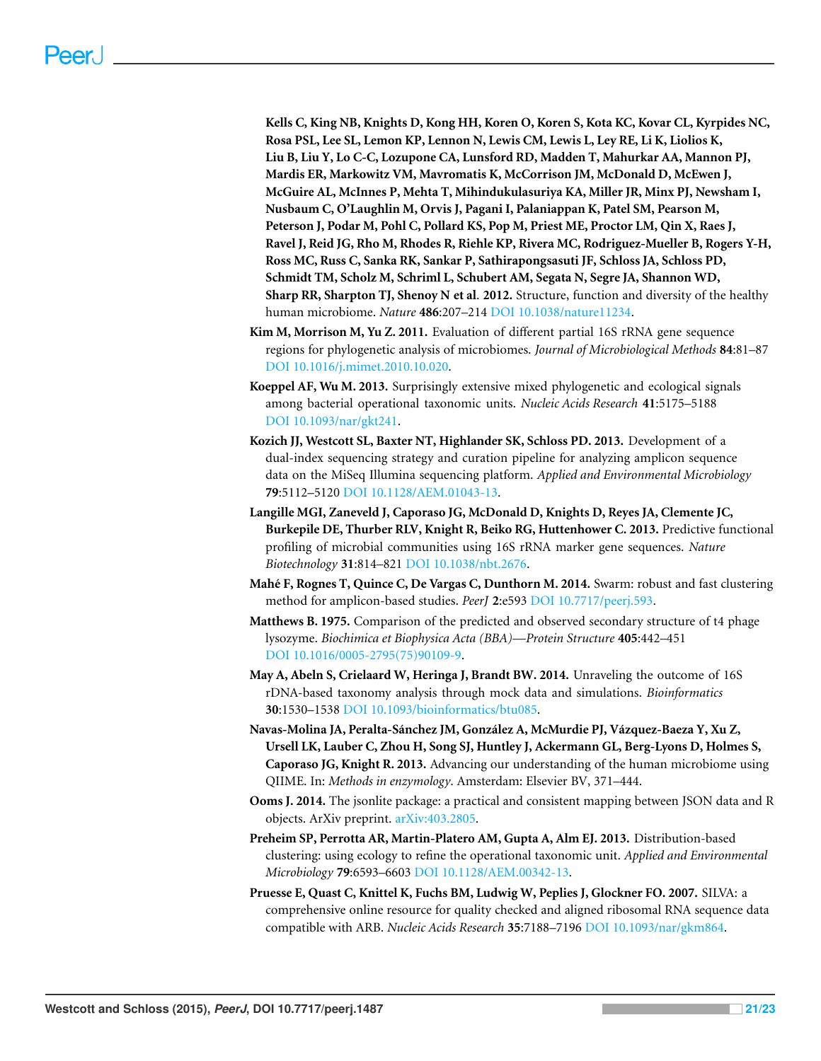Kells C, King NB, Knights D, Kong HH, Koren O, Koren S, Kota KC, Kovar CL, Kyrpides NC, Rosa PSL, Lee SL, Lemon KP, Lennon N, Lewis CM, Lewis L, Ley RE, Li K, Liolios K, Liu B, Liu Y, Lo C-C, Lozupone CA, Lunsford RD, Madden T, Mahurkar AA, Mannon PJ, Mardis ER, Markowitz VM, Mavromatis K, McCorrison JM, McDonald D, McEwen J, McGuire AL, McInnes P, Mehta T, Mihindukulasuriya KA, Miller JR, Minx PJ, Newsham I, Nusbaum C, O'Laughlin M, Orvis J, Pagani I, Palaniappan K, Patel SM, Pearson M, Peterson J, Podar M, Pohl C, Pollard KS, Pop M, Priest ME, Proctor LM, Qin X, Raes J, Ravel J, Reid JG, Rho M, Rhodes R, Riehle KP, Rivera MC, Rodriguez-Mueller B, Rogers Y-H, Ross MC, Russ C, Sanka RK, Sankar P, Sathirapongsasuti JF, Schloss JA, Schloss PD, Schmidt TM, Scholz M, Schriml L, Schubert AM, Segata N, Segre JA, Shannon WD, Sharp RR, Sharpton TJ, Shenoy N et al. 2012.** Structure, function and diversity of the healthy human microbiome. *Nature* **486**:207–214 DOI 10.1038/nature11234.

**Kim M, Morrison M, Yu Z. 2011.** Evaluation of different partial 16S rRNA gene sequence regions for phylogenetic analysis of microbiomes. *Journal of Microbiological Methods* **84**:81–87 DOI 10.1016/j.mimet.2010.10.020.

**Koeppel AF, Wu M. 2013.** Surprisingly extensive mixed phylogenetic and ecological signals among bacterial operational taxonomic units. *Nucleic Acids Research* **41**:5175–5188 DOI 10.1093/nar/gkt241.

**Kozich JJ, Westcott SL, Baxter NT, Highlander SK, Schloss PD. 2013.** Development of a dual-index sequencing strategy and curation pipeline for analyzing amplicon sequence data on the MiSeq Illumina sequencing platform. *Applied and Environmental Microbiology* **79**:5112–5120 DOI 10.1128/AEM.01043-13.

**Langille MGI, Zaneveld J, Caporaso JG, McDonald D, Knights D, Reyes JA, Clemente JC, Burkepile DE, Thurber RLV, Knight R, Beiko RG, Huttenhower C. 2013.** Predictive functional profiling of microbial communities using 16S rRNA marker gene sequences. *Nature Biotechnology* **31**:814–821 DOI 10.1038/nbt.2676.

**Mahé F, Rognes T, Quince C, De Vargas C, Dunthorn M. 2014.** Swarm: robust and fast clustering method for amplicon-based studies. *PeerJ* **2**:e593 DOI 10.7717/peerj.593.

**Matthews B. 1975.** Comparison of the predicted and observed secondary structure of t4 phage lysozyme. *Biochimica et Biophysica Acta (BBA)—Protein Structure* **405**:442–451 DOI 10.1016/0005-2795(75)90109-9.

**May A, Abeln S, Crielaard W, Heringa J, Brandt BW. 2014.** Unraveling the outcome of 16S rDNA-based taxonomy analysis through mock data and simulations. *Bioinformatics* **30**:1530–1538 DOI 10.1093/bioinformatics/btu085.

**Navas-Molina JA, Peralta-Sánchez JM, González A, McMurdie PJ, Vázquez-Baeza Y, Xu Z, Ursell LK, Lauber C, Zhou H, Song SJ, Huntley J, Ackermann GL, Berg-Lyons D, Holmes S, Caporaso JG, Knight R. 2013.** Advancing our understanding of the human microbiome using QIIME. In: *Methods in enzymology*. Amsterdam: Elsevier BV, 371–444.

**Ooms J. 2014.** The jsonlite package: a practical and consistent mapping between JSON data and R objects. ArXiv preprint. arXiv:403.2805.

**Preheim SP, Perrotta AR, Martin-Platero AM, Gupta A, Alm EJ. 2013.** Distribution-based clustering: using ecology to refine the operational taxonomic unit. *Applied and Environmental Microbiology* **79**:6593–6603 DOI 10.1128/AEM.00342-13.

**Pruesse E, Quast C, Knittel K, Fuchs BM, Ludwig W, Peplies J, Glockner FO. 2007.** SILVA: a comprehensive online resource for quality checked and aligned ribosomal RNA sequence data compatible with ARB. *Nucleic Acids Research* **35**:7188–7196 DOI 10.1093/nar/gkm864.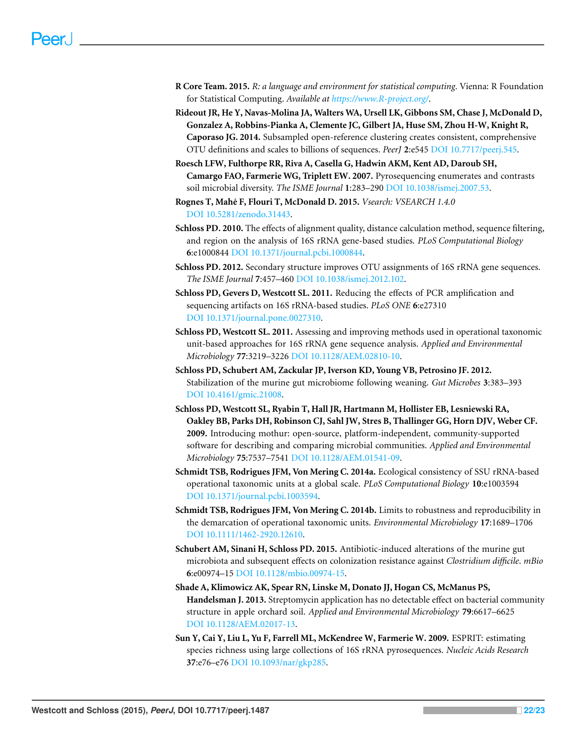**R Core Team. 2015.** *R: a language and environment for statistical computing*. Vienna: R Foundation for Statistical Computing. *Available at https://www.R-project.org/*.

**Rideout JR, He Y, Navas-Molina JA, Walters WA, Ursell LK, Gibbons SM, Chase J, McDonald D, Gonzalez A, Robbins-Pianka A, Clemente JC, Gilbert JA, Huse SM, Zhou H-W, Knight R, Caporaso JG. 2014.** Subsampled open-reference clustering creates consistent, comprehensive OTU definitions and scales to billions of sequences. *PeerJ* **2**:e545 DOI 10.7717/peerj.545.

**Roesch LFW, Fulthorpe RR, Riva A, Casella G, Hadwin AKM, Kent AD, Daroub SH, Camargo FAO, Farmerie WG, Triplett EW. 2007.** Pyrosequencing enumerates and contrasts soil microbial diversity. *The ISME Journal* **1**:283–290 DOI 10.1038/ismej.2007.53.

**Rognes T, Mahé F, Flouri T, McDonald D. 2015.** *Vsearch: VSEARCH 1.4.0* DOI 10.5281/zenodo.31443.

**Schloss PD. 2010.** The effects of alignment quality, distance calculation method, sequence filtering, and region on the analysis of 16S rRNA gene-based studies. *PLoS Computational Biology* **6**:e1000844 DOI 10.1371/journal.pcbi.1000844.

**Schloss PD. 2012.** Secondary structure improves OTU assignments of 16S rRNA gene sequences. *The ISME Journal* **7**:457–460 DOI 10.1038/ismej.2012.102.

**Schloss PD, Gevers D, Westcott SL. 2011.** Reducing the effects of PCR amplification and sequencing artifacts on 16S rRNA-based studies. *PLoS ONE* **6**:e27310 DOI 10.1371/journal.pone.0027310.

**Schloss PD, Westcott SL. 2011.** Assessing and improving methods used in operational taxonomic unit-based approaches for 16S rRNA gene sequence analysis. *Applied and Environmental Microbiology* **77**:3219–3226 DOI 10.1128/AEM.02810-10.

**Schloss PD, Schubert AM, Zackular JP, Iverson KD, Young VB, Petrosino JF. 2012.** Stabilization of the murine gut microbiome following weaning. *Gut Microbes* **3**:383–393 DOI 10.4161/gmic.21008.

**Schloss PD, Westcott SL, Ryabin T, Hall JR, Hartmann M, Hollister EB, Lesniewski RA, Oakley BB, Parks DH, Robinson CJ, Sahl JW, Stres B, Thallinger GG, Horn DJV, Weber CF. 2009.** Introducing mothur: open-source, platform-independent, community-supported software for describing and comparing microbial communities. *Applied and Environmental Microbiology* **75**:7537–7541 DOI 10.1128/AEM.01541-09.

**Schmidt TSB, Rodrigues JFM, Von Mering C. 2014a.** Ecological consistency of SSU rRNA-based operational taxonomic units at a global scale. *PLoS Computational Biology* **10**:e1003594 DOI 10.1371/journal.pcbi.1003594.

**Schmidt TSB, Rodrigues JFM, Von Mering C. 2014b.** Limits to robustness and reproducibility in the demarcation of operational taxonomic units. *Environmental Microbiology* **17**:1689–1706 DOI 10.1111/1462-2920.12610.

**Schubert AM, Sinani H, Schloss PD. 2015.** Antibiotic-induced alterations of the murine gut microbiota and subsequent effects on colonization resistance against *Clostridium difficile*. *mBio* **6**:e00974–15 DOI 10.1128/mbio.00974-15.

**Shade A, Klimowicz AK, Spear RN, Linske M, Donato JJ, Hogan CS, McManus PS, Handelsman J. 2013.** Streptomycin application has no detectable effect on bacterial community structure in apple orchard soil. *Applied and Environmental Microbiology* **79**:6617–6625 DOI 10.1128/AEM.02017-13.

**Sun Y, Cai Y, Liu L, Yu F, Farrell ML, McKendree W, Farmerie W. 2009.** ESPRIT: estimating species richness using large collections of 16S rRNA pyrosequences. *Nucleic Acids Research* **37**:e76–e76 DOI 10.1093/nar/gkp285.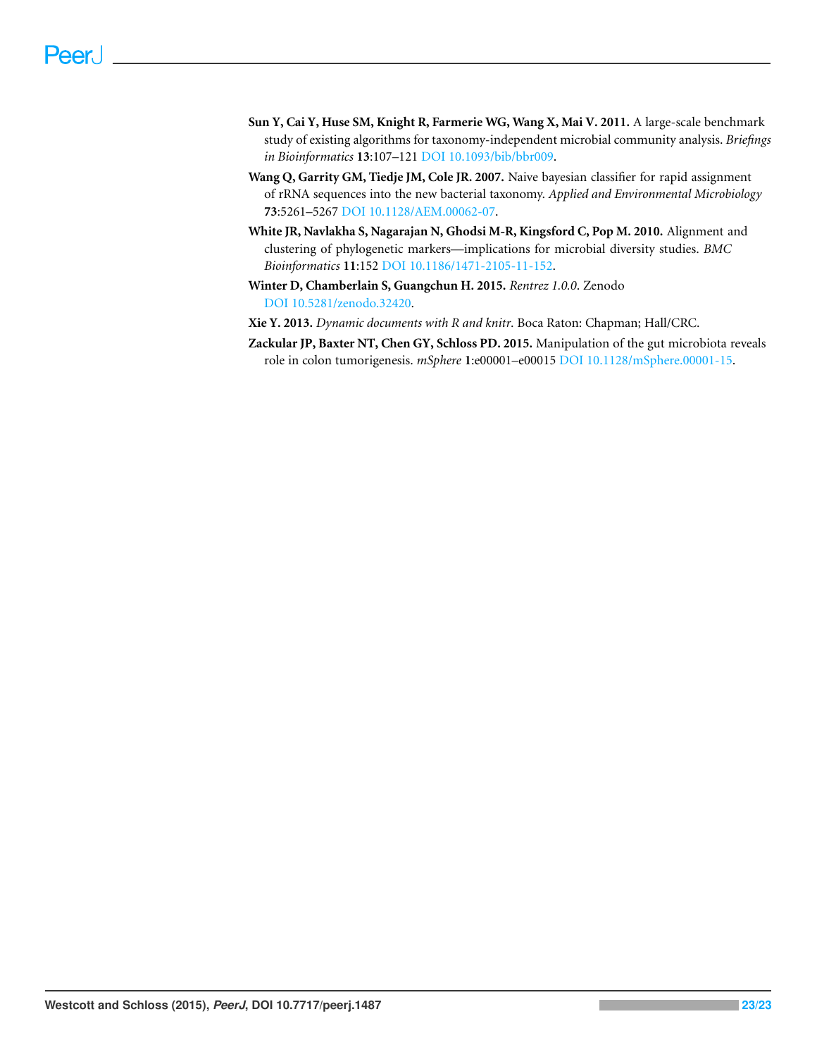**Sun Y, Cai Y, Huse SM, Knight R, Farmerie WG, Wang X, Mai V. 2011.** A large-scale benchmark study of existing algorithms for taxonomy-independent microbial community analysis. *Briefings in Bioinformatics* **13**:107–121 DOI 10.1093/bib/bbr009.

**Wang Q, Garrity GM, Tiedje JM, Cole JR. 2007.** Naive bayesian classifier for rapid assignment of rRNA sequences into the new bacterial taxonomy. *Applied and Environmental Microbiology* **73**:5261–5267 DOI 10.1128/AEM.00062-07.

**White JR, Navlakha S, Nagarajan N, Ghodsi M-R, Kingsford C, Pop M. 2010.** Alignment and clustering of phylogenetic markers—implications for microbial diversity studies. *BMC Bioinformatics* **11**:152 DOI 10.1186/1471-2105-11-152.

**Winter D, Chamberlain S, Guangchun H. 2015.** *Rentrez 1.0.0*. Zenodo DOI 10.5281/zenodo.32420.

**Xie Y. 2013.** *Dynamic documents with R and knitr*. Boca Raton: Chapman; Hall/CRC.

**Zackular JP, Baxter NT, Chen GY, Schloss PD. 2015.** Manipulation of the gut microbiota reveals role in colon tumorigenesis. *mSphere* **1**:e00001–e00015 DOI 10.1128/mSphere.00001-15.